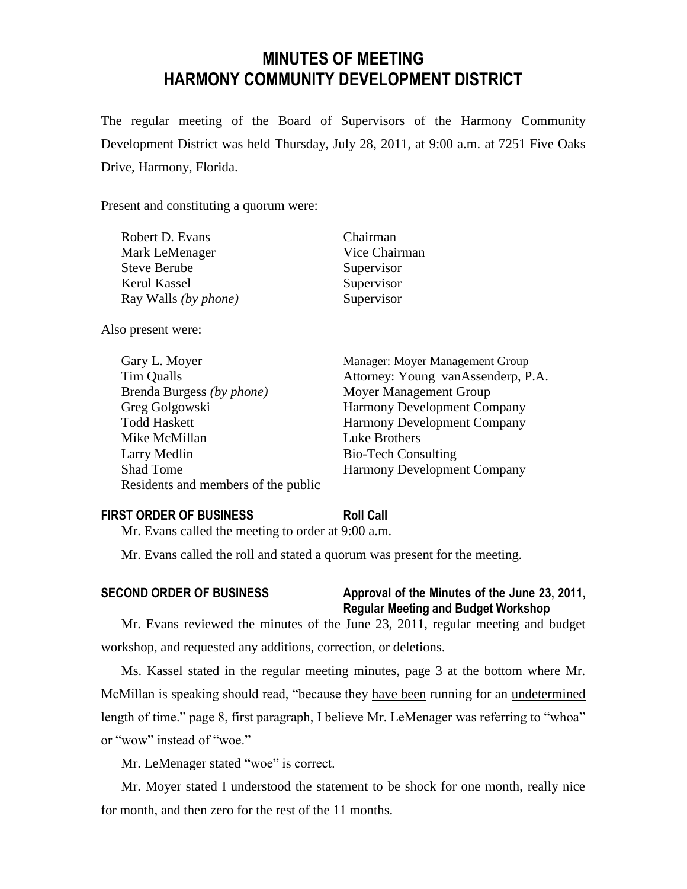# MINUTES OF MEETING
# HARMONY COMMUNITY DEVELOPMENT DISTRICT

The regular meeting of the Board of Supervisors of the Harmony Community Development District was held Thursday, July 28, 2011, at 9:00 a.m. at 7251 Five Oaks Drive, Harmony, Florida.

Present and constituting a quorum were:

| | |
|---|---|
| Robert D. Evans | Chairman |
| Mark LeMenager | Vice Chairman |
| Steve Berube | Supervisor |
| Kerul Kassel | Supervisor |
| Ray Walls *(by phone)* | Supervisor |

Also present were:

| | |
|---|---|
| Gary L. Moyer | Manager: Moyer Management Group |
| Tim Qualls | Attorney: Young vanAssenderp, P.A. |
| Brenda Burgess *(by phone)* | Moyer Management Group |
| Greg Golgowski | Harmony Development Company |
| Todd Haskett | Harmony Development Company |
| Mike McMillan | Luke Brothers |
| Larry Medlin | Bio-Tech Consulting |
| Shad Tome | Harmony Development Company |
| Residents and members of the public | |

**FIRST ORDER OF BUSINESS** **Roll Call**

Mr. Evans called the meeting to order at 9:00 a.m.

Mr. Evans called the roll and stated a quorum was present for the meeting.

**SECOND ORDER OF BUSINESS** **Approval of the Minutes of the June 23, 2011, Regular Meeting and Budget Workshop**

Mr. Evans reviewed the minutes of the June 23, 2011, regular meeting and budget workshop, and requested any additions, correction, or deletions.

Ms. Kassel stated in the regular meeting minutes, page 3 at the bottom where Mr. McMillan is speaking should read, "because they have been running for an undetermined length of time." page 8, first paragraph, I believe Mr. LeMenager was referring to "whoa" or "wow" instead of "woe."

Mr. LeMenager stated "woe" is correct.

Mr. Moyer stated I understood the statement to be shock for one month, really nice for month, and then zero for the rest of the 11 months.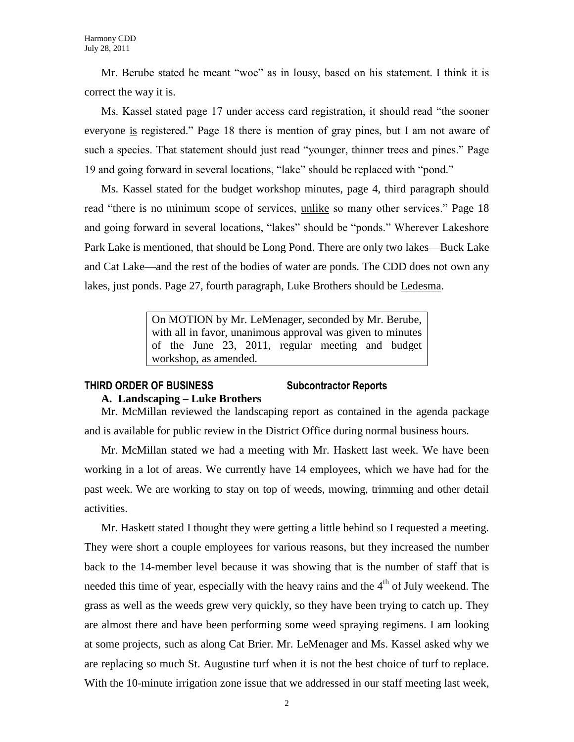Mr. Berube stated he meant "woe" as in lousy, based on his statement. I think it is correct the way it is.

Ms. Kassel stated page 17 under access card registration, it should read "the sooner everyone <u>is</u> registered." Page 18 there is mention of gray pines, but I am not aware of such a species. That statement should just read "younger, thinner trees and pines." Page 19 and going forward in several locations, "lake" should be replaced with "pond."

Ms. Kassel stated for the budget workshop minutes, page 4, third paragraph should read "there is no minimum scope of services, <u>unlike</u> so many other services." Page 18 and going forward in several locations, "lakes" should be "ponds." Wherever Lakeshore Park Lake is mentioned, that should be Long Pond. There are only two lakes—Buck Lake and Cat Lake—and the rest of the bodies of water are ponds. The CDD does not own any lakes, just ponds. Page 27, fourth paragraph, Luke Brothers should be <u>Ledesma</u>.

> On MOTION by Mr. LeMenager, seconded by Mr. Berube, with all in favor, unanimous approval was given to minutes of the June 23, 2011, regular meeting and budget workshop, as amended.

## THIRD ORDER OF BUSINESS — Subcontractor Reports

### A. Landscaping – Luke Brothers

Mr. McMillan reviewed the landscaping report as contained in the agenda package and is available for public review in the District Office during normal business hours.

Mr. McMillan stated we had a meeting with Mr. Haskett last week. We have been working in a lot of areas. We currently have 14 employees, which we have had for the past week. We are working to stay on top of weeds, mowing, trimming and other detail activities.

Mr. Haskett stated I thought they were getting a little behind so I requested a meeting. They were short a couple employees for various reasons, but they increased the number back to the 14-member level because it was showing that is the number of staff that is needed this time of year, especially with the heavy rains and the 4th of July weekend. The grass as well as the weeds grew very quickly, so they have been trying to catch up. They are almost there and have been performing some weed spraying regimens. I am looking at some projects, such as along Cat Brier. Mr. LeMenager and Ms. Kassel asked why we are replacing so much St. Augustine turf when it is not the best choice of turf to replace. With the 10-minute irrigation zone issue that we addressed in our staff meeting last week,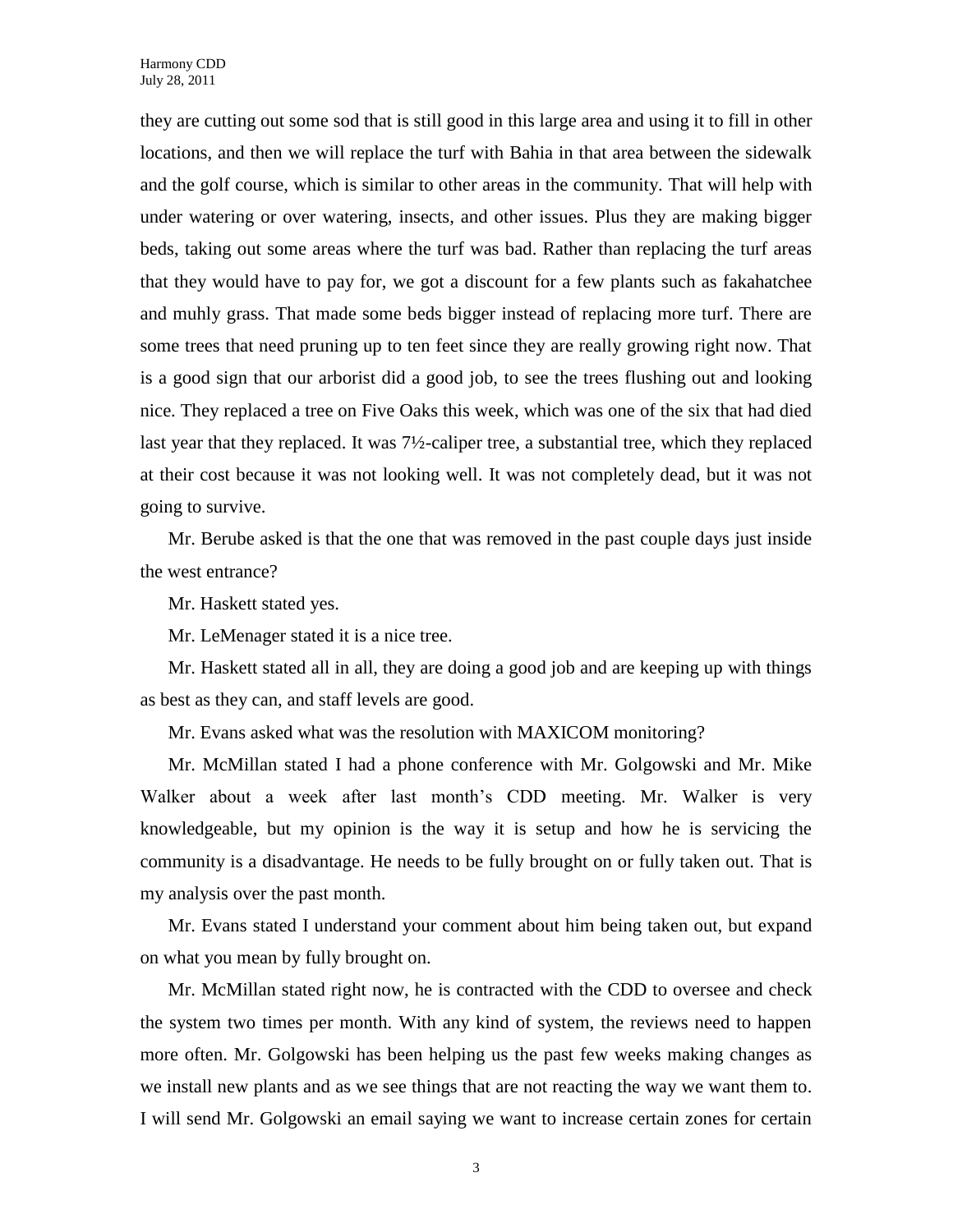they are cutting out some sod that is still good in this large area and using it to fill in other locations, and then we will replace the turf with Bahia in that area between the sidewalk and the golf course, which is similar to other areas in the community. That will help with under watering or over watering, insects, and other issues. Plus they are making bigger beds, taking out some areas where the turf was bad. Rather than replacing the turf areas that they would have to pay for, we got a discount for a few plants such as fakahatchee and muhly grass. That made some beds bigger instead of replacing more turf. There are some trees that need pruning up to ten feet since they are really growing right now. That is a good sign that our arborist did a good job, to see the trees flushing out and looking nice. They replaced a tree on Five Oaks this week, which was one of the six that had died last year that they replaced. It was 7½-caliper tree, a substantial tree, which they replaced at their cost because it was not looking well. It was not completely dead, but it was not going to survive.

Mr. Berube asked is that the one that was removed in the past couple days just inside the west entrance?

Mr. Haskett stated yes.

Mr. LeMenager stated it is a nice tree.

Mr. Haskett stated all in all, they are doing a good job and are keeping up with things as best as they can, and staff levels are good.

Mr. Evans asked what was the resolution with MAXICOM monitoring?

Mr. McMillan stated I had a phone conference with Mr. Golgowski and Mr. Mike Walker about a week after last month's CDD meeting. Mr. Walker is very knowledgeable, but my opinion is the way it is setup and how he is servicing the community is a disadvantage. He needs to be fully brought on or fully taken out. That is my analysis over the past month.

Mr. Evans stated I understand your comment about him being taken out, but expand on what you mean by fully brought on.

Mr. McMillan stated right now, he is contracted with the CDD to oversee and check the system two times per month. With any kind of system, the reviews need to happen more often. Mr. Golgowski has been helping us the past few weeks making changes as we install new plants and as we see things that are not reacting the way we want them to. I will send Mr. Golgowski an email saying we want to increase certain zones for certain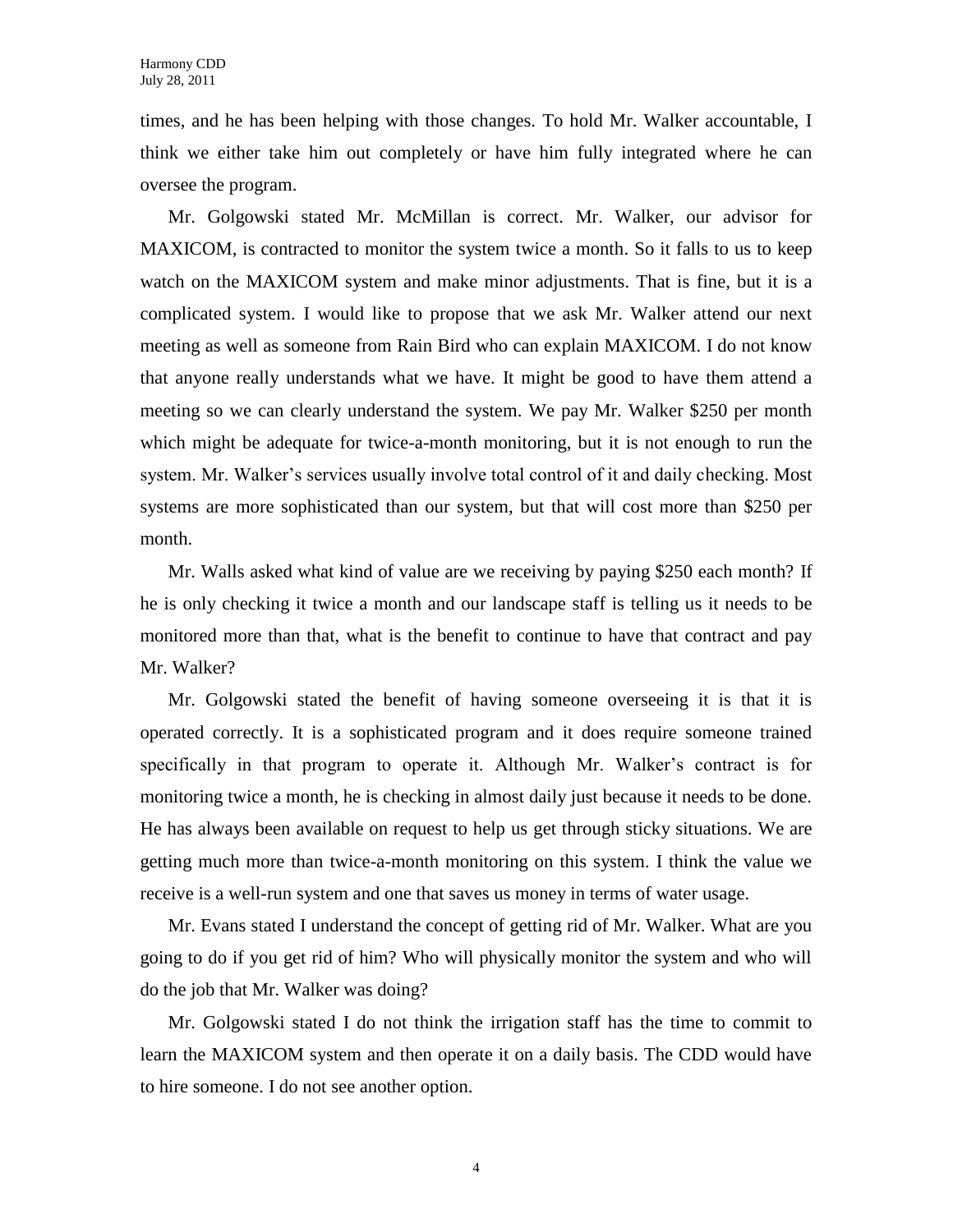times, and he has been helping with those changes. To hold Mr. Walker accountable, I think we either take him out completely or have him fully integrated where he can oversee the program.

Mr. Golgowski stated Mr. McMillan is correct. Mr. Walker, our advisor for MAXICOM, is contracted to monitor the system twice a month. So it falls to us to keep watch on the MAXICOM system and make minor adjustments. That is fine, but it is a complicated system. I would like to propose that we ask Mr. Walker attend our next meeting as well as someone from Rain Bird who can explain MAXICOM. I do not know that anyone really understands what we have. It might be good to have them attend a meeting so we can clearly understand the system. We pay Mr. Walker $250 per month which might be adequate for twice-a-month monitoring, but it is not enough to run the system. Mr. Walker's services usually involve total control of it and daily checking. Most systems are more sophisticated than our system, but that will cost more than $250 per month.

Mr. Walls asked what kind of value are we receiving by paying $250 each month? If he is only checking it twice a month and our landscape staff is telling us it needs to be monitored more than that, what is the benefit to continue to have that contract and pay Mr. Walker?

Mr. Golgowski stated the benefit of having someone overseeing it is that it is operated correctly. It is a sophisticated program and it does require someone trained specifically in that program to operate it. Although Mr. Walker's contract is for monitoring twice a month, he is checking in almost daily just because it needs to be done. He has always been available on request to help us get through sticky situations. We are getting much more than twice-a-month monitoring on this system. I think the value we receive is a well-run system and one that saves us money in terms of water usage.

Mr. Evans stated I understand the concept of getting rid of Mr. Walker. What are you going to do if you get rid of him? Who will physically monitor the system and who will do the job that Mr. Walker was doing?

Mr. Golgowski stated I do not think the irrigation staff has the time to commit to learn the MAXICOM system and then operate it on a daily basis. The CDD would have to hire someone. I do not see another option.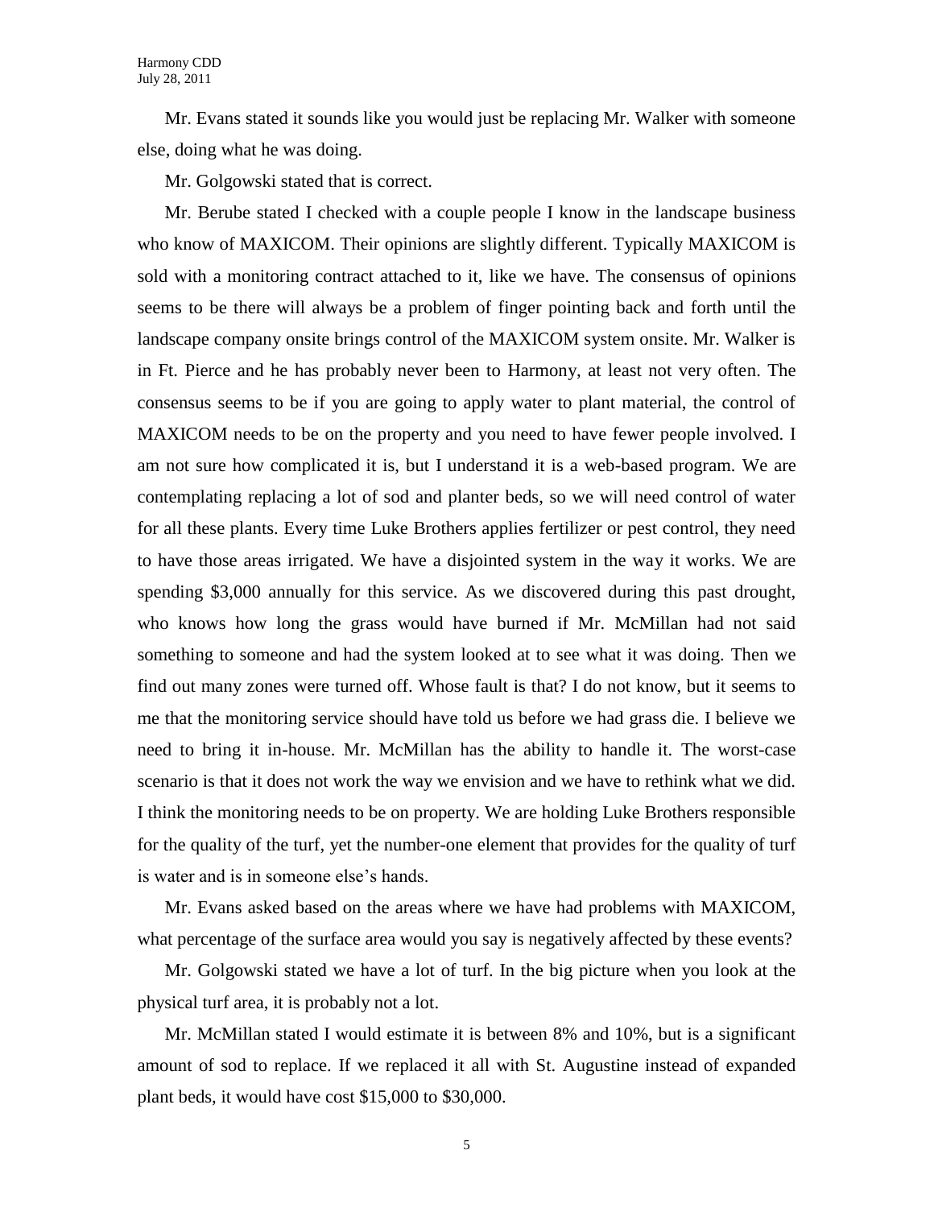Mr. Evans stated it sounds like you would just be replacing Mr. Walker with someone else, doing what he was doing.

Mr. Golgowski stated that is correct.

Mr. Berube stated I checked with a couple people I know in the landscape business who know of MAXICOM. Their opinions are slightly different. Typically MAXICOM is sold with a monitoring contract attached to it, like we have. The consensus of opinions seems to be there will always be a problem of finger pointing back and forth until the landscape company onsite brings control of the MAXICOM system onsite. Mr. Walker is in Ft. Pierce and he has probably never been to Harmony, at least not very often. The consensus seems to be if you are going to apply water to plant material, the control of MAXICOM needs to be on the property and you need to have fewer people involved. I am not sure how complicated it is, but I understand it is a web-based program. We are contemplating replacing a lot of sod and planter beds, so we will need control of water for all these plants. Every time Luke Brothers applies fertilizer or pest control, they need to have those areas irrigated. We have a disjointed system in the way it works. We are spending $3,000 annually for this service. As we discovered during this past drought, who knows how long the grass would have burned if Mr. McMillan had not said something to someone and had the system looked at to see what it was doing. Then we find out many zones were turned off. Whose fault is that? I do not know, but it seems to me that the monitoring service should have told us before we had grass die. I believe we need to bring it in-house. Mr. McMillan has the ability to handle it. The worst-case scenario is that it does not work the way we envision and we have to rethink what we did. I think the monitoring needs to be on property. We are holding Luke Brothers responsible for the quality of the turf, yet the number-one element that provides for the quality of turf is water and is in someone else's hands.

Mr. Evans asked based on the areas where we have had problems with MAXICOM, what percentage of the surface area would you say is negatively affected by these events?

Mr. Golgowski stated we have a lot of turf. In the big picture when you look at the physical turf area, it is probably not a lot.

Mr. McMillan stated I would estimate it is between 8% and 10%, but is a significant amount of sod to replace. If we replaced it all with St. Augustine instead of expanded plant beds, it would have cost $15,000 to $30,000.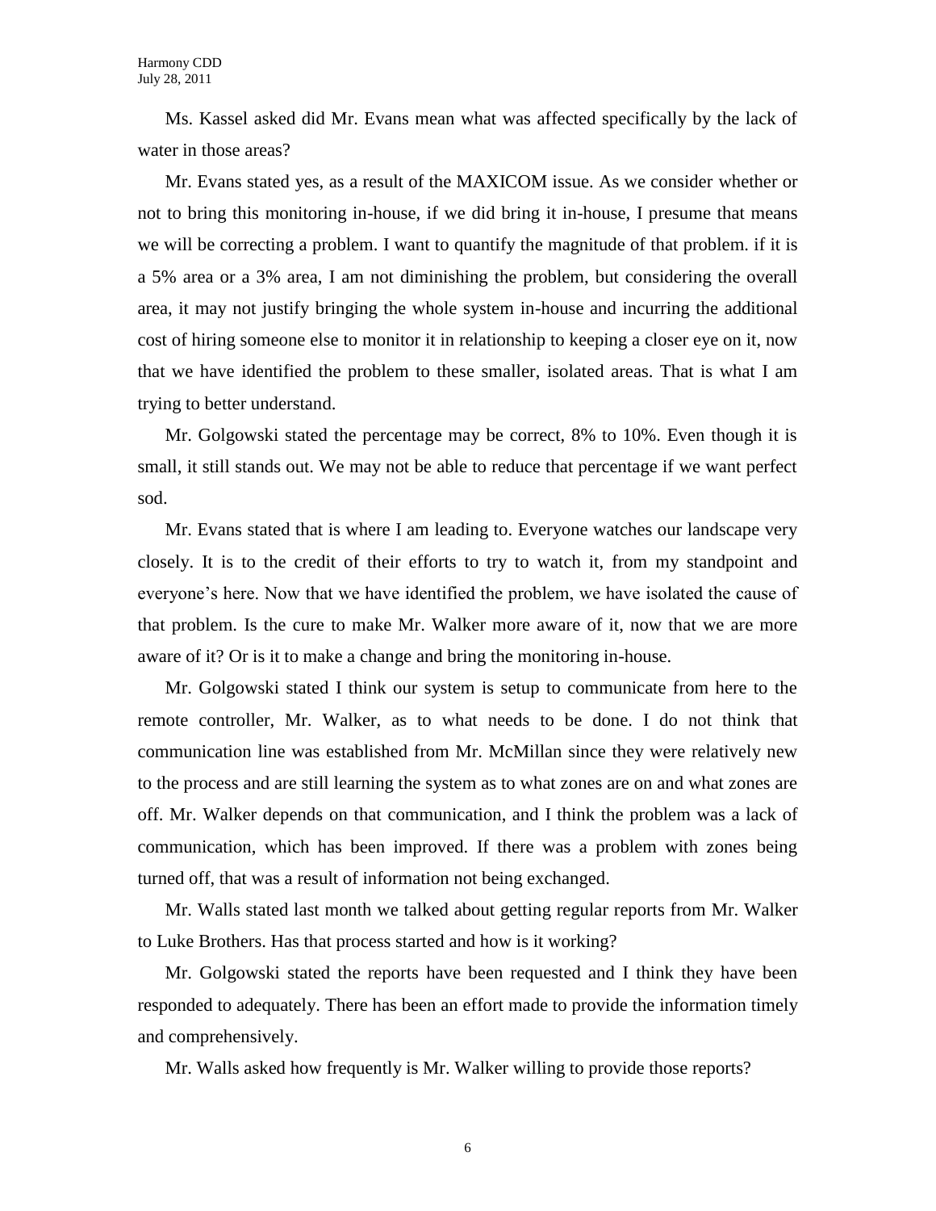Ms. Kassel asked did Mr. Evans mean what was affected specifically by the lack of water in those areas?

Mr. Evans stated yes, as a result of the MAXICOM issue. As we consider whether or not to bring this monitoring in-house, if we did bring it in-house, I presume that means we will be correcting a problem. I want to quantify the magnitude of that problem. if it is a 5% area or a 3% area, I am not diminishing the problem, but considering the overall area, it may not justify bringing the whole system in-house and incurring the additional cost of hiring someone else to monitor it in relationship to keeping a closer eye on it, now that we have identified the problem to these smaller, isolated areas. That is what I am trying to better understand.

Mr. Golgowski stated the percentage may be correct, 8% to 10%. Even though it is small, it still stands out. We may not be able to reduce that percentage if we want perfect sod.

Mr. Evans stated that is where I am leading to. Everyone watches our landscape very closely. It is to the credit of their efforts to try to watch it, from my standpoint and everyone's here. Now that we have identified the problem, we have isolated the cause of that problem. Is the cure to make Mr. Walker more aware of it, now that we are more aware of it? Or is it to make a change and bring the monitoring in-house.

Mr. Golgowski stated I think our system is setup to communicate from here to the remote controller, Mr. Walker, as to what needs to be done. I do not think that communication line was established from Mr. McMillan since they were relatively new to the process and are still learning the system as to what zones are on and what zones are off. Mr. Walker depends on that communication, and I think the problem was a lack of communication, which has been improved. If there was a problem with zones being turned off, that was a result of information not being exchanged.

Mr. Walls stated last month we talked about getting regular reports from Mr. Walker to Luke Brothers. Has that process started and how is it working?

Mr. Golgowski stated the reports have been requested and I think they have been responded to adequately. There has been an effort made to provide the information timely and comprehensively.

Mr. Walls asked how frequently is Mr. Walker willing to provide those reports?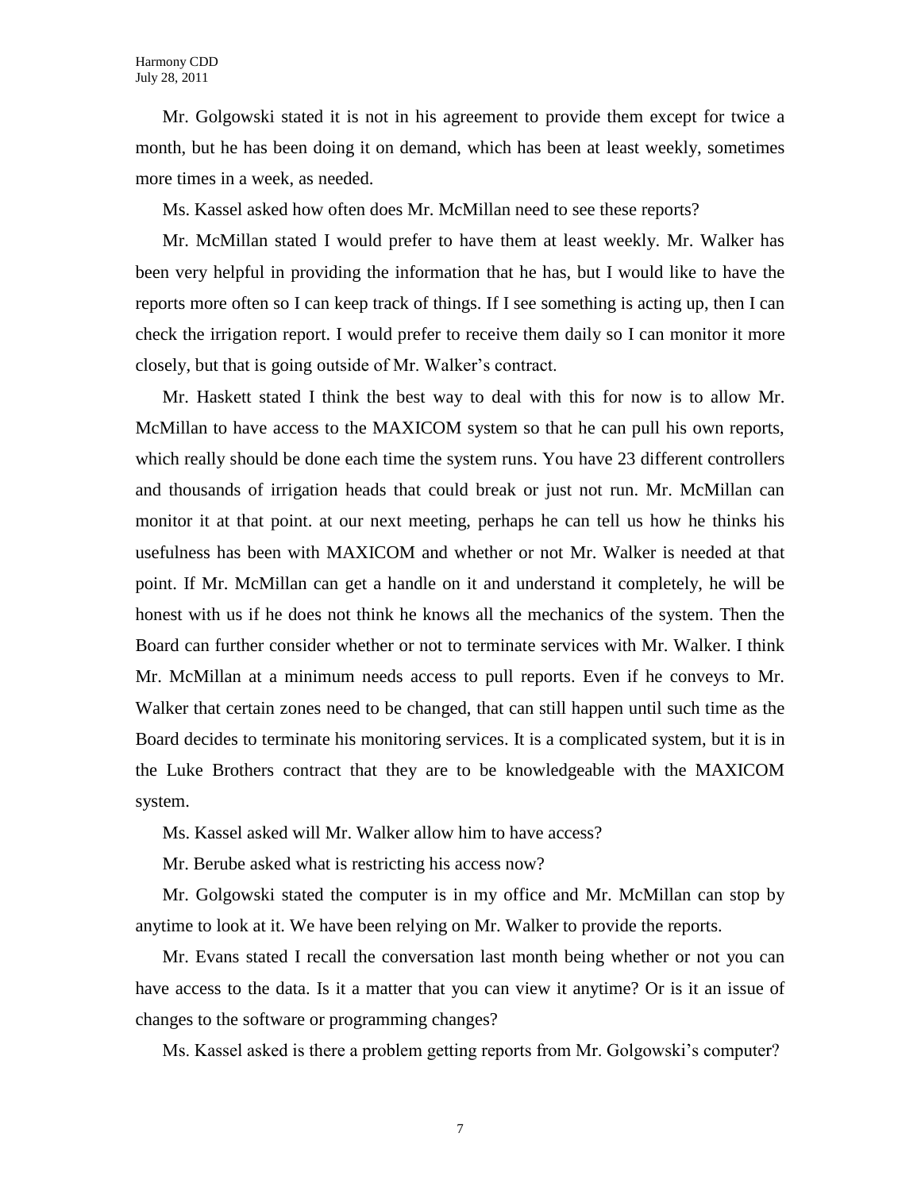Mr. Golgowski stated it is not in his agreement to provide them except for twice a month, but he has been doing it on demand, which has been at least weekly, sometimes more times in a week, as needed.

Ms. Kassel asked how often does Mr. McMillan need to see these reports?

Mr. McMillan stated I would prefer to have them at least weekly. Mr. Walker has been very helpful in providing the information that he has, but I would like to have the reports more often so I can keep track of things. If I see something is acting up, then I can check the irrigation report. I would prefer to receive them daily so I can monitor it more closely, but that is going outside of Mr. Walker's contract.

Mr. Haskett stated I think the best way to deal with this for now is to allow Mr. McMillan to have access to the MAXICOM system so that he can pull his own reports, which really should be done each time the system runs. You have 23 different controllers and thousands of irrigation heads that could break or just not run. Mr. McMillan can monitor it at that point. at our next meeting, perhaps he can tell us how he thinks his usefulness has been with MAXICOM and whether or not Mr. Walker is needed at that point. If Mr. McMillan can get a handle on it and understand it completely, he will be honest with us if he does not think he knows all the mechanics of the system. Then the Board can further consider whether or not to terminate services with Mr. Walker. I think Mr. McMillan at a minimum needs access to pull reports. Even if he conveys to Mr. Walker that certain zones need to be changed, that can still happen until such time as the Board decides to terminate his monitoring services. It is a complicated system, but it is in the Luke Brothers contract that they are to be knowledgeable with the MAXICOM system.

Ms. Kassel asked will Mr. Walker allow him to have access?

Mr. Berube asked what is restricting his access now?

Mr. Golgowski stated the computer is in my office and Mr. McMillan can stop by anytime to look at it. We have been relying on Mr. Walker to provide the reports.

Mr. Evans stated I recall the conversation last month being whether or not you can have access to the data. Is it a matter that you can view it anytime? Or is it an issue of changes to the software or programming changes?

Ms. Kassel asked is there a problem getting reports from Mr. Golgowski's computer?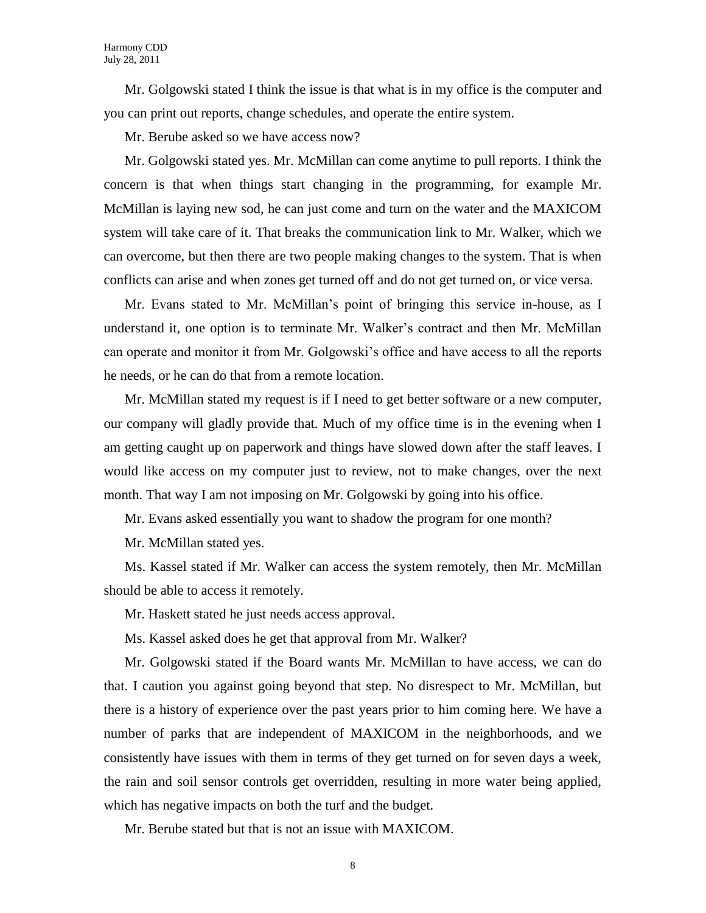Mr. Golgowski stated I think the issue is that what is in my office is the computer and you can print out reports, change schedules, and operate the entire system.

Mr. Berube asked so we have access now?

Mr. Golgowski stated yes. Mr. McMillan can come anytime to pull reports. I think the concern is that when things start changing in the programming, for example Mr. McMillan is laying new sod, he can just come and turn on the water and the MAXICOM system will take care of it. That breaks the communication link to Mr. Walker, which we can overcome, but then there are two people making changes to the system. That is when conflicts can arise and when zones get turned off and do not get turned on, or vice versa.

Mr. Evans stated to Mr. McMillan's point of bringing this service in-house, as I understand it, one option is to terminate Mr. Walker's contract and then Mr. McMillan can operate and monitor it from Mr. Golgowski's office and have access to all the reports he needs, or he can do that from a remote location.

Mr. McMillan stated my request is if I need to get better software or a new computer, our company will gladly provide that. Much of my office time is in the evening when I am getting caught up on paperwork and things have slowed down after the staff leaves. I would like access on my computer just to review, not to make changes, over the next month. That way I am not imposing on Mr. Golgowski by going into his office.

Mr. Evans asked essentially you want to shadow the program for one month?

Mr. McMillan stated yes.

Ms. Kassel stated if Mr. Walker can access the system remotely, then Mr. McMillan should be able to access it remotely.

Mr. Haskett stated he just needs access approval.

Ms. Kassel asked does he get that approval from Mr. Walker?

Mr. Golgowski stated if the Board wants Mr. McMillan to have access, we can do that. I caution you against going beyond that step. No disrespect to Mr. McMillan, but there is a history of experience over the past years prior to him coming here. We have a number of parks that are independent of MAXICOM in the neighborhoods, and we consistently have issues with them in terms of they get turned on for seven days a week, the rain and soil sensor controls get overridden, resulting in more water being applied, which has negative impacts on both the turf and the budget.

Mr. Berube stated but that is not an issue with MAXICOM.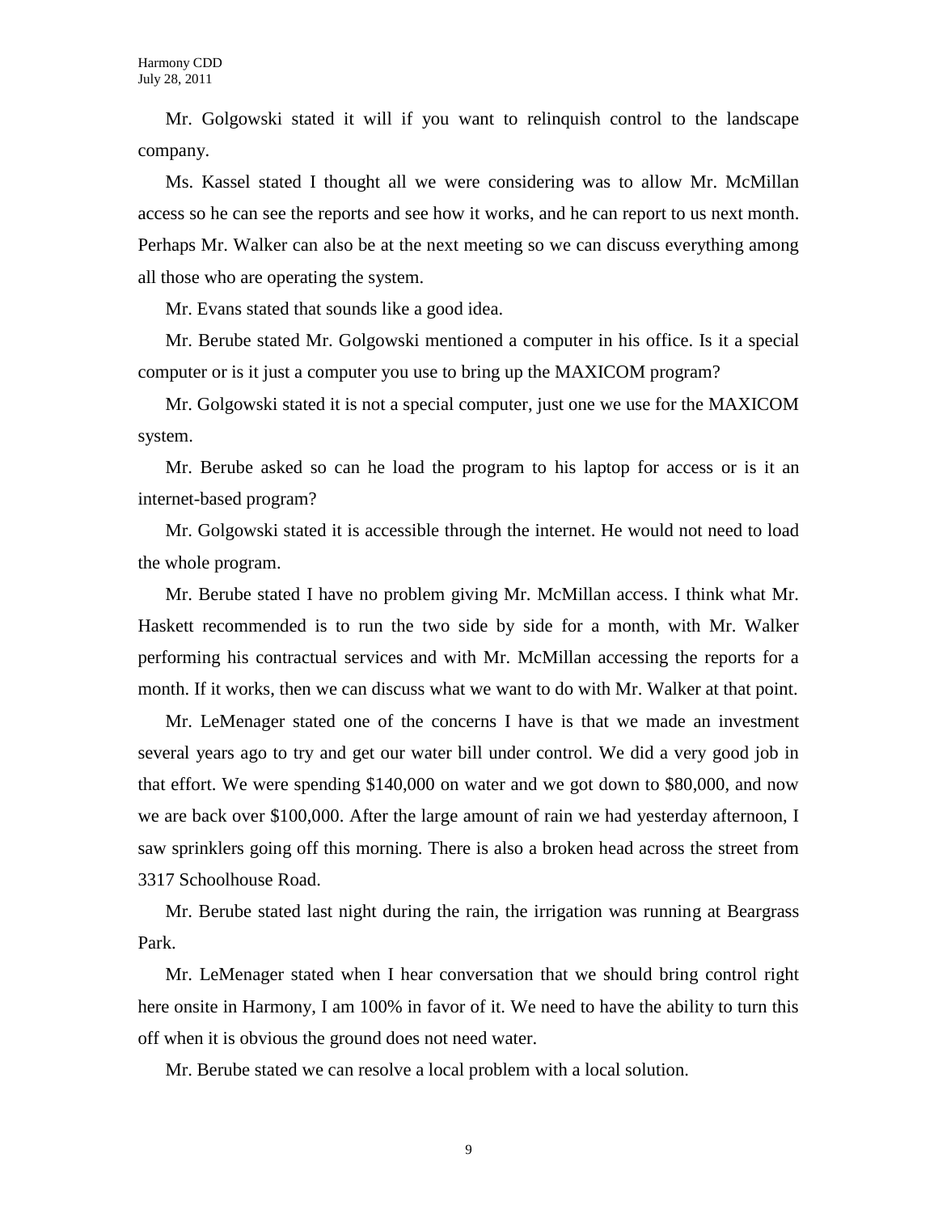Mr. Golgowski stated it will if you want to relinquish control to the landscape company.

Ms. Kassel stated I thought all we were considering was to allow Mr. McMillan access so he can see the reports and see how it works, and he can report to us next month. Perhaps Mr. Walker can also be at the next meeting so we can discuss everything among all those who are operating the system.

Mr. Evans stated that sounds like a good idea.

Mr. Berube stated Mr. Golgowski mentioned a computer in his office. Is it a special computer or is it just a computer you use to bring up the MAXICOM program?

Mr. Golgowski stated it is not a special computer, just one we use for the MAXICOM system.

Mr. Berube asked so can he load the program to his laptop for access or is it an internet-based program?

Mr. Golgowski stated it is accessible through the internet. He would not need to load the whole program.

Mr. Berube stated I have no problem giving Mr. McMillan access. I think what Mr. Haskett recommended is to run the two side by side for a month, with Mr. Walker performing his contractual services and with Mr. McMillan accessing the reports for a month. If it works, then we can discuss what we want to do with Mr. Walker at that point.

Mr. LeMenager stated one of the concerns I have is that we made an investment several years ago to try and get our water bill under control. We did a very good job in that effort. We were spending $140,000 on water and we got down to $80,000, and now we are back over $100,000. After the large amount of rain we had yesterday afternoon, I saw sprinklers going off this morning. There is also a broken head across the street from 3317 Schoolhouse Road.

Mr. Berube stated last night during the rain, the irrigation was running at Beargrass Park.

Mr. LeMenager stated when I hear conversation that we should bring control right here onsite in Harmony, I am 100% in favor of it. We need to have the ability to turn this off when it is obvious the ground does not need water.

Mr. Berube stated we can resolve a local problem with a local solution.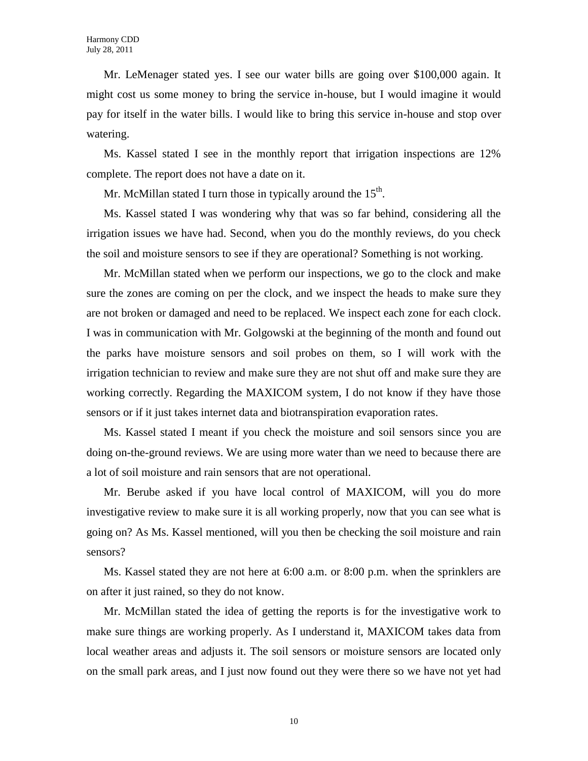Mr. LeMenager stated yes. I see our water bills are going over $100,000 again. It might cost us some money to bring the service in-house, but I would imagine it would pay for itself in the water bills. I would like to bring this service in-house and stop over watering.

Ms. Kassel stated I see in the monthly report that irrigation inspections are 12% complete. The report does not have a date on it.

Mr. McMillan stated I turn those in typically around the 15th.

Ms. Kassel stated I was wondering why that was so far behind, considering all the irrigation issues we have had. Second, when you do the monthly reviews, do you check the soil and moisture sensors to see if they are operational? Something is not working.

Mr. McMillan stated when we perform our inspections, we go to the clock and make sure the zones are coming on per the clock, and we inspect the heads to make sure they are not broken or damaged and need to be replaced. We inspect each zone for each clock. I was in communication with Mr. Golgowski at the beginning of the month and found out the parks have moisture sensors and soil probes on them, so I will work with the irrigation technician to review and make sure they are not shut off and make sure they are working correctly. Regarding the MAXICOM system, I do not know if they have those sensors or if it just takes internet data and biotranspiration evaporation rates.

Ms. Kassel stated I meant if you check the moisture and soil sensors since you are doing on-the-ground reviews. We are using more water than we need to because there are a lot of soil moisture and rain sensors that are not operational.

Mr. Berube asked if you have local control of MAXICOM, will you do more investigative review to make sure it is all working properly, now that you can see what is going on? As Ms. Kassel mentioned, will you then be checking the soil moisture and rain sensors?

Ms. Kassel stated they are not here at 6:00 a.m. or 8:00 p.m. when the sprinklers are on after it just rained, so they do not know.

Mr. McMillan stated the idea of getting the reports is for the investigative work to make sure things are working properly. As I understand it, MAXICOM takes data from local weather areas and adjusts it. The soil sensors or moisture sensors are located only on the small park areas, and I just now found out they were there so we have not yet had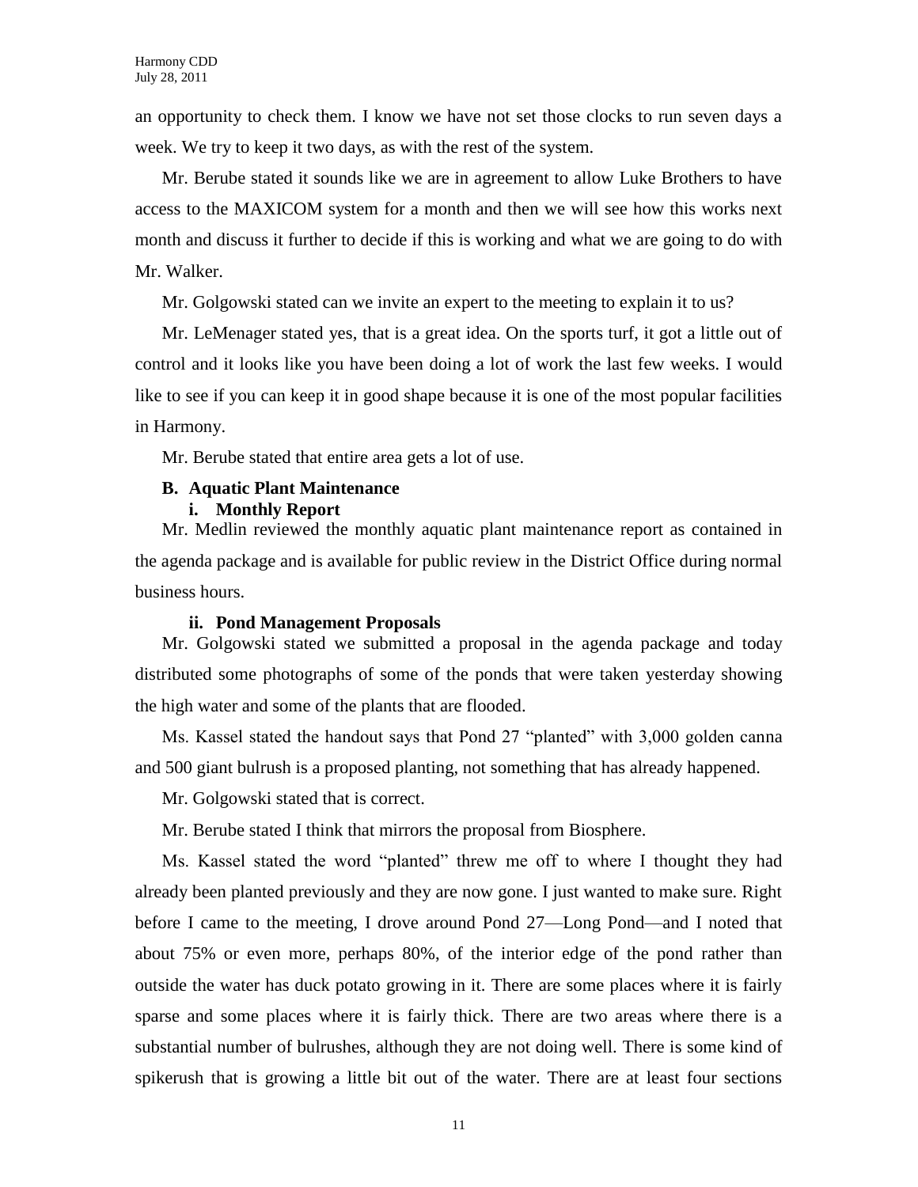an opportunity to check them. I know we have not set those clocks to run seven days a week. We try to keep it two days, as with the rest of the system.

Mr. Berube stated it sounds like we are in agreement to allow Luke Brothers to have access to the MAXICOM system for a month and then we will see how this works next month and discuss it further to decide if this is working and what we are going to do with Mr. Walker.

Mr. Golgowski stated can we invite an expert to the meeting to explain it to us?

Mr. LeMenager stated yes, that is a great idea. On the sports turf, it got a little out of control and it looks like you have been doing a lot of work the last few weeks. I would like to see if you can keep it in good shape because it is one of the most popular facilities in Harmony.

Mr. Berube stated that entire area gets a lot of use.

**B. Aquatic Plant Maintenance**

**i. Monthly Report**

Mr. Medlin reviewed the monthly aquatic plant maintenance report as contained in the agenda package and is available for public review in the District Office during normal business hours.

**ii. Pond Management Proposals**

Mr. Golgowski stated we submitted a proposal in the agenda package and today distributed some photographs of some of the ponds that were taken yesterday showing the high water and some of the plants that are flooded.

Ms. Kassel stated the handout says that Pond 27 "planted" with 3,000 golden canna and 500 giant bulrush is a proposed planting, not something that has already happened.

Mr. Golgowski stated that is correct.

Mr. Berube stated I think that mirrors the proposal from Biosphere.

Ms. Kassel stated the word "planted" threw me off to where I thought they had already been planted previously and they are now gone. I just wanted to make sure. Right before I came to the meeting, I drove around Pond 27—Long Pond—and I noted that about 75% or even more, perhaps 80%, of the interior edge of the pond rather than outside the water has duck potato growing in it. There are some places where it is fairly sparse and some places where it is fairly thick. There are two areas where there is a substantial number of bulrushes, although they are not doing well. There is some kind of spikerush that is growing a little bit out of the water. There are at least four sections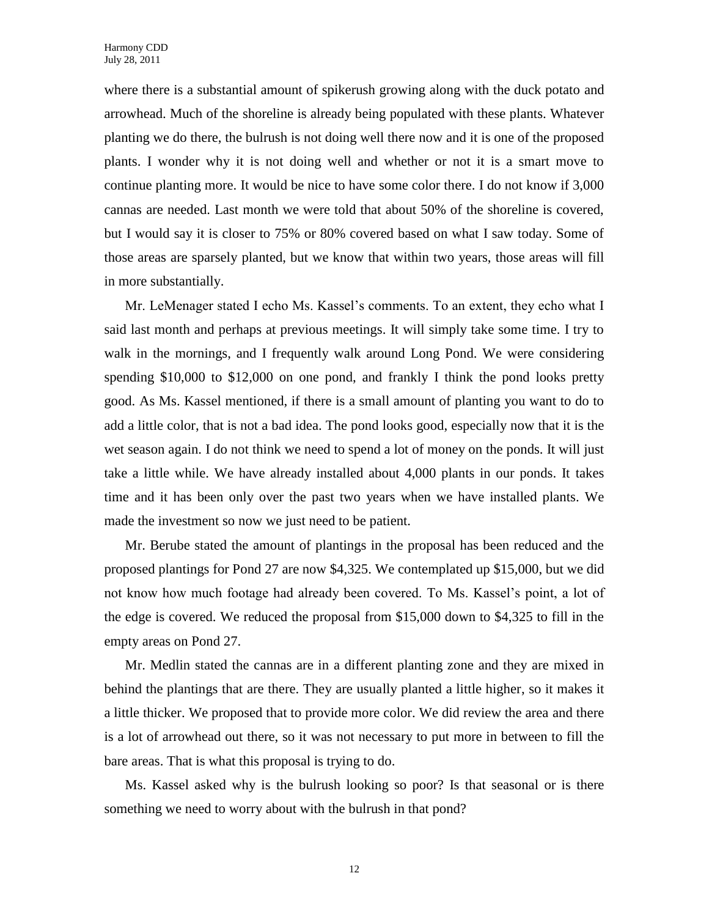where there is a substantial amount of spikerush growing along with the duck potato and arrowhead. Much of the shoreline is already being populated with these plants. Whatever planting we do there, the bulrush is not doing well there now and it is one of the proposed plants. I wonder why it is not doing well and whether or not it is a smart move to continue planting more. It would be nice to have some color there. I do not know if 3,000 cannas are needed. Last month we were told that about 50% of the shoreline is covered, but I would say it is closer to 75% or 80% covered based on what I saw today. Some of those areas are sparsely planted, but we know that within two years, those areas will fill in more substantially.

Mr. LeMenager stated I echo Ms. Kassel's comments. To an extent, they echo what I said last month and perhaps at previous meetings. It will simply take some time. I try to walk in the mornings, and I frequently walk around Long Pond. We were considering spending $10,000 to $12,000 on one pond, and frankly I think the pond looks pretty good. As Ms. Kassel mentioned, if there is a small amount of planting you want to do to add a little color, that is not a bad idea. The pond looks good, especially now that it is the wet season again. I do not think we need to spend a lot of money on the ponds. It will just take a little while. We have already installed about 4,000 plants in our ponds. It takes time and it has been only over the past two years when we have installed plants. We made the investment so now we just need to be patient.

Mr. Berube stated the amount of plantings in the proposal has been reduced and the proposed plantings for Pond 27 are now $4,325. We contemplated up $15,000, but we did not know how much footage had already been covered. To Ms. Kassel's point, a lot of the edge is covered. We reduced the proposal from $15,000 down to $4,325 to fill in the empty areas on Pond 27.

Mr. Medlin stated the cannas are in a different planting zone and they are mixed in behind the plantings that are there. They are usually planted a little higher, so it makes it a little thicker. We proposed that to provide more color. We did review the area and there is a lot of arrowhead out there, so it was not necessary to put more in between to fill the bare areas. That is what this proposal is trying to do.

Ms. Kassel asked why is the bulrush looking so poor? Is that seasonal or is there something we need to worry about with the bulrush in that pond?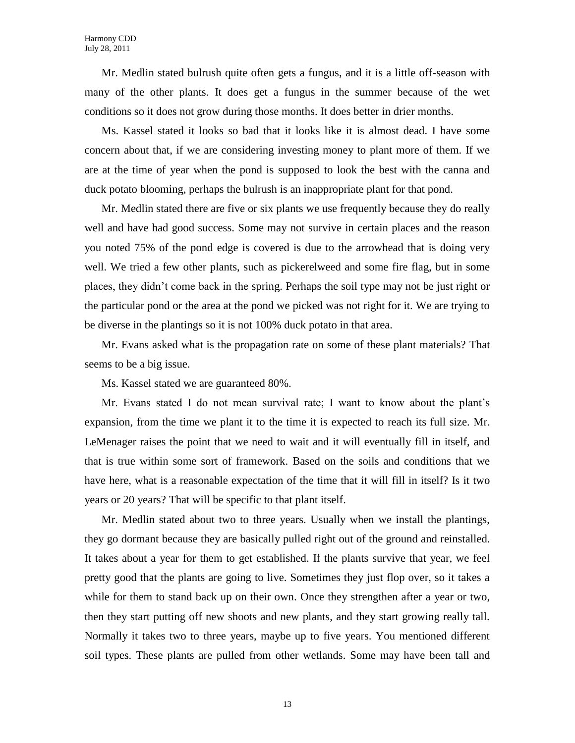Mr. Medlin stated bulrush quite often gets a fungus, and it is a little off-season with many of the other plants. It does get a fungus in the summer because of the wet conditions so it does not grow during those months. It does better in drier months.

Ms. Kassel stated it looks so bad that it looks like it is almost dead. I have some concern about that, if we are considering investing money to plant more of them. If we are at the time of year when the pond is supposed to look the best with the canna and duck potato blooming, perhaps the bulrush is an inappropriate plant for that pond.

Mr. Medlin stated there are five or six plants we use frequently because they do really well and have had good success. Some may not survive in certain places and the reason you noted 75% of the pond edge is covered is due to the arrowhead that is doing very well. We tried a few other plants, such as pickerelweed and some fire flag, but in some places, they didn't come back in the spring. Perhaps the soil type may not be just right or the particular pond or the area at the pond we picked was not right for it. We are trying to be diverse in the plantings so it is not 100% duck potato in that area.

Mr. Evans asked what is the propagation rate on some of these plant materials? That seems to be a big issue.

Ms. Kassel stated we are guaranteed 80%.

Mr. Evans stated I do not mean survival rate; I want to know about the plant's expansion, from the time we plant it to the time it is expected to reach its full size. Mr. LeMenager raises the point that we need to wait and it will eventually fill in itself, and that is true within some sort of framework. Based on the soils and conditions that we have here, what is a reasonable expectation of the time that it will fill in itself? Is it two years or 20 years? That will be specific to that plant itself.

Mr. Medlin stated about two to three years. Usually when we install the plantings, they go dormant because they are basically pulled right out of the ground and reinstalled. It takes about a year for them to get established. If the plants survive that year, we feel pretty good that the plants are going to live. Sometimes they just flop over, so it takes a while for them to stand back up on their own. Once they strengthen after a year or two, then they start putting off new shoots and new plants, and they start growing really tall. Normally it takes two to three years, maybe up to five years. You mentioned different soil types. These plants are pulled from other wetlands. Some may have been tall and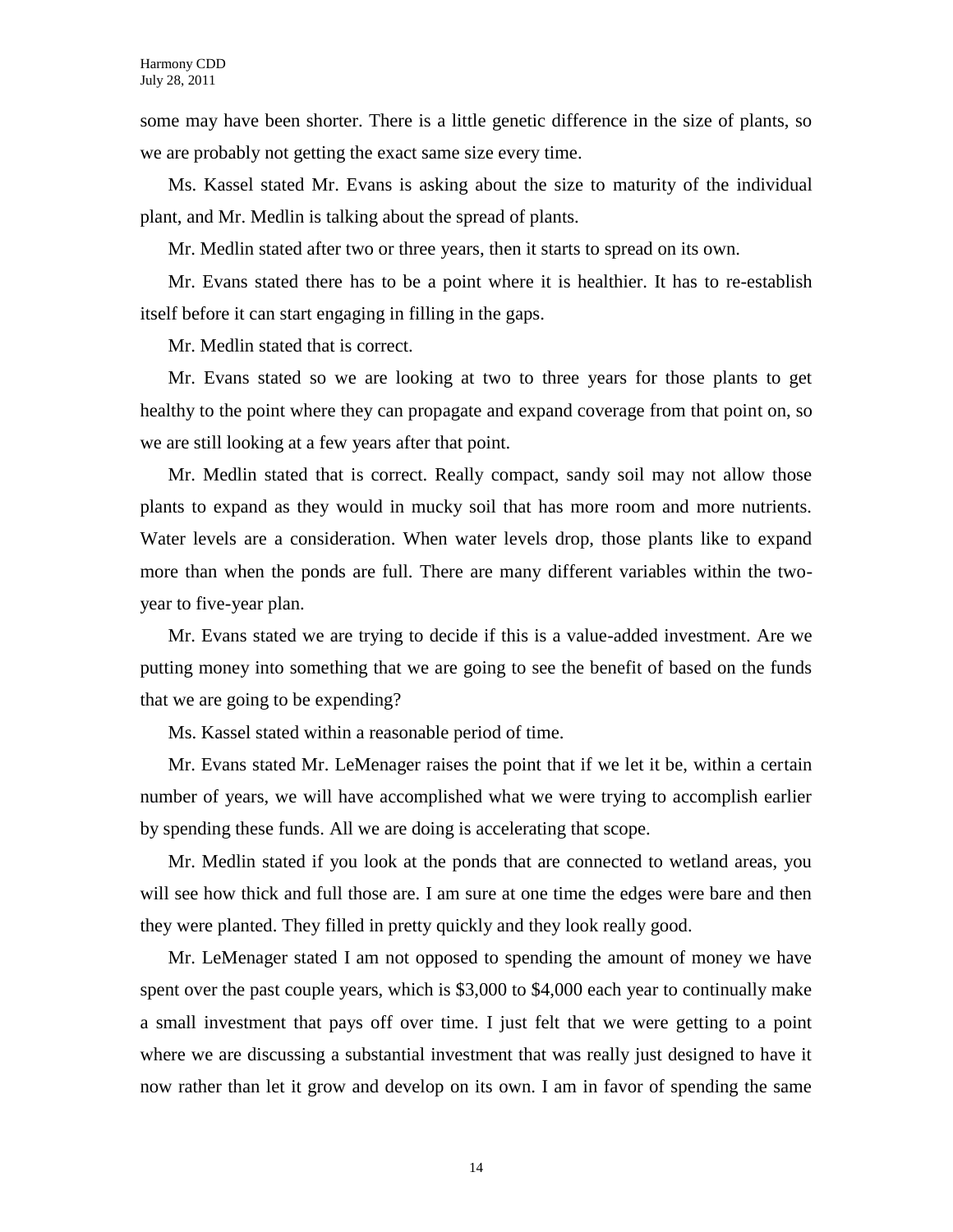some may have been shorter. There is a little genetic difference in the size of plants, so we are probably not getting the exact same size every time.

Ms. Kassel stated Mr. Evans is asking about the size to maturity of the individual plant, and Mr. Medlin is talking about the spread of plants.

Mr. Medlin stated after two or three years, then it starts to spread on its own.

Mr. Evans stated there has to be a point where it is healthier. It has to re-establish itself before it can start engaging in filling in the gaps.

Mr. Medlin stated that is correct.

Mr. Evans stated so we are looking at two to three years for those plants to get healthy to the point where they can propagate and expand coverage from that point on, so we are still looking at a few years after that point.

Mr. Medlin stated that is correct. Really compact, sandy soil may not allow those plants to expand as they would in mucky soil that has more room and more nutrients. Water levels are a consideration. When water levels drop, those plants like to expand more than when the ponds are full. There are many different variables within the two-year to five-year plan.

Mr. Evans stated we are trying to decide if this is a value-added investment. Are we putting money into something that we are going to see the benefit of based on the funds that we are going to be expending?

Ms. Kassel stated within a reasonable period of time.

Mr. Evans stated Mr. LeMenager raises the point that if we let it be, within a certain number of years, we will have accomplished what we were trying to accomplish earlier by spending these funds. All we are doing is accelerating that scope.

Mr. Medlin stated if you look at the ponds that are connected to wetland areas, you will see how thick and full those are. I am sure at one time the edges were bare and then they were planted. They filled in pretty quickly and they look really good.

Mr. LeMenager stated I am not opposed to spending the amount of money we have spent over the past couple years, which is $3,000 to $4,000 each year to continually make a small investment that pays off over time. I just felt that we were getting to a point where we are discussing a substantial investment that was really just designed to have it now rather than let it grow and develop on its own. I am in favor of spending the same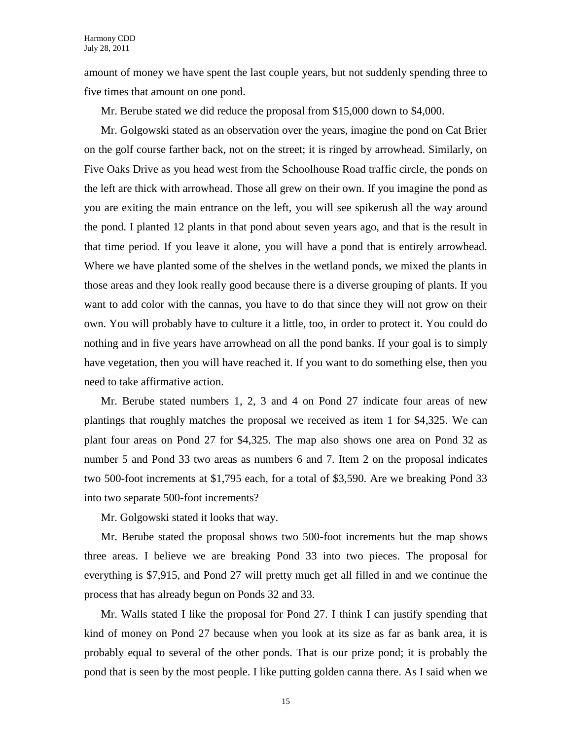amount of money we have spent the last couple years, but not suddenly spending three to five times that amount on one pond.

Mr. Berube stated we did reduce the proposal from $15,000 down to $4,000.

Mr. Golgowski stated as an observation over the years, imagine the pond on Cat Brier on the golf course farther back, not on the street; it is ringed by arrowhead. Similarly, on Five Oaks Drive as you head west from the Schoolhouse Road traffic circle, the ponds on the left are thick with arrowhead. Those all grew on their own. If you imagine the pond as you are exiting the main entrance on the left, you will see spikerush all the way around the pond. I planted 12 plants in that pond about seven years ago, and that is the result in that time period. If you leave it alone, you will have a pond that is entirely arrowhead. Where we have planted some of the shelves in the wetland ponds, we mixed the plants in those areas and they look really good because there is a diverse grouping of plants. If you want to add color with the cannas, you have to do that since they will not grow on their own. You will probably have to culture it a little, too, in order to protect it. You could do nothing and in five years have arrowhead on all the pond banks. If your goal is to simply have vegetation, then you will have reached it. If you want to do something else, then you need to take affirmative action.

Mr. Berube stated numbers 1, 2, 3 and 4 on Pond 27 indicate four areas of new plantings that roughly matches the proposal we received as item 1 for $4,325. We can plant four areas on Pond 27 for $4,325. The map also shows one area on Pond 32 as number 5 and Pond 33 two areas as numbers 6 and 7. Item 2 on the proposal indicates two 500-foot increments at $1,795 each, for a total of $3,590. Are we breaking Pond 33 into two separate 500-foot increments?

Mr. Golgowski stated it looks that way.

Mr. Berube stated the proposal shows two 500-foot increments but the map shows three areas. I believe we are breaking Pond 33 into two pieces. The proposal for everything is $7,915, and Pond 27 will pretty much get all filled in and we continue the process that has already begun on Ponds 32 and 33.

Mr. Walls stated I like the proposal for Pond 27. I think I can justify spending that kind of money on Pond 27 because when you look at its size as far as bank area, it is probably equal to several of the other ponds. That is our prize pond; it is probably the pond that is seen by the most people. I like putting golden canna there. As I said when we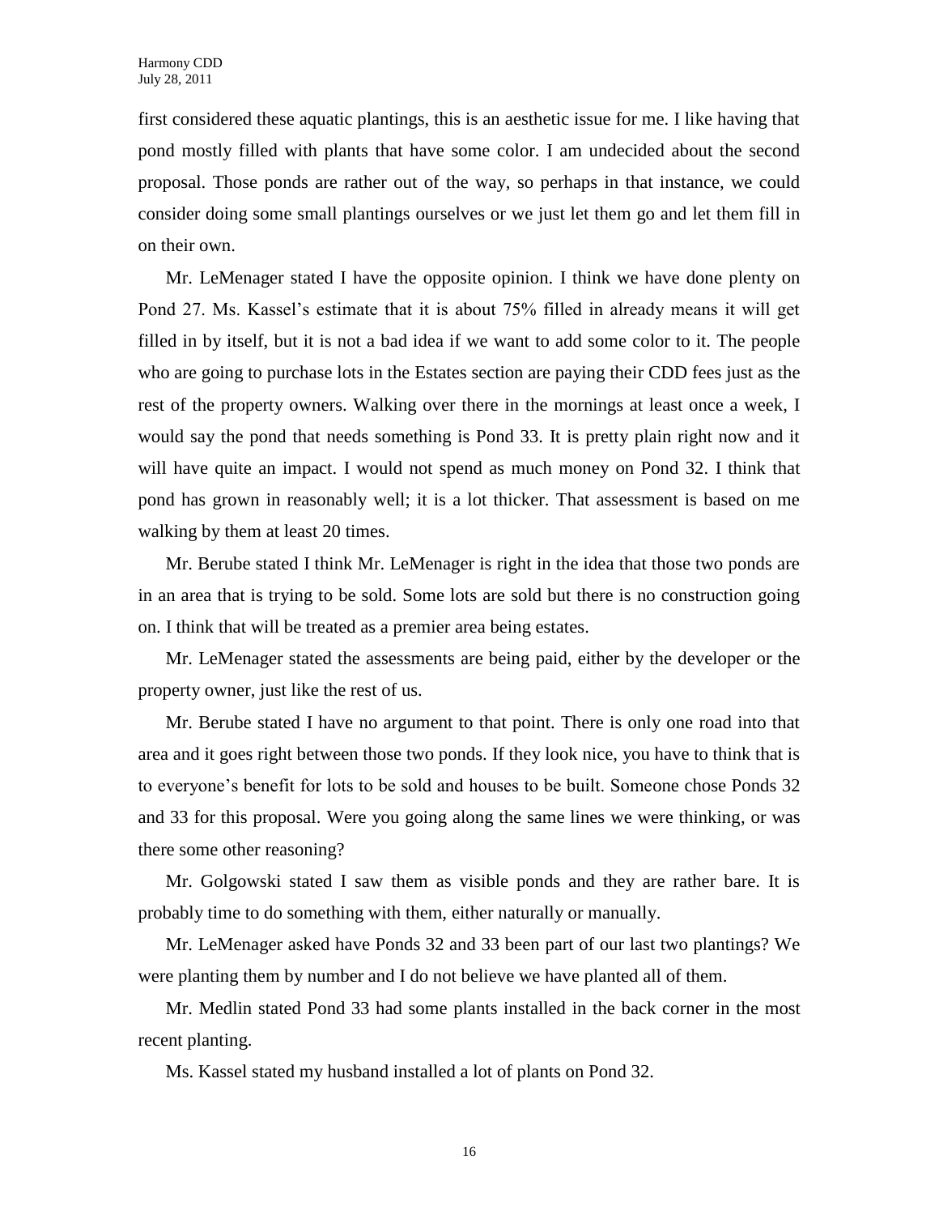first considered these aquatic plantings, this is an aesthetic issue for me. I like having that pond mostly filled with plants that have some color. I am undecided about the second proposal. Those ponds are rather out of the way, so perhaps in that instance, we could consider doing some small plantings ourselves or we just let them go and let them fill in on their own.

Mr. LeMenager stated I have the opposite opinion. I think we have done plenty on Pond 27. Ms. Kassel's estimate that it is about 75% filled in already means it will get filled in by itself, but it is not a bad idea if we want to add some color to it. The people who are going to purchase lots in the Estates section are paying their CDD fees just as the rest of the property owners. Walking over there in the mornings at least once a week, I would say the pond that needs something is Pond 33. It is pretty plain right now and it will have quite an impact. I would not spend as much money on Pond 32. I think that pond has grown in reasonably well; it is a lot thicker. That assessment is based on me walking by them at least 20 times.

Mr. Berube stated I think Mr. LeMenager is right in the idea that those two ponds are in an area that is trying to be sold. Some lots are sold but there is no construction going on. I think that will be treated as a premier area being estates.

Mr. LeMenager stated the assessments are being paid, either by the developer or the property owner, just like the rest of us.

Mr. Berube stated I have no argument to that point. There is only one road into that area and it goes right between those two ponds. If they look nice, you have to think that is to everyone's benefit for lots to be sold and houses to be built. Someone chose Ponds 32 and 33 for this proposal. Were you going along the same lines we were thinking, or was there some other reasoning?

Mr. Golgowski stated I saw them as visible ponds and they are rather bare. It is probably time to do something with them, either naturally or manually.

Mr. LeMenager asked have Ponds 32 and 33 been part of our last two plantings? We were planting them by number and I do not believe we have planted all of them.

Mr. Medlin stated Pond 33 had some plants installed in the back corner in the most recent planting.

Ms. Kassel stated my husband installed a lot of plants on Pond 32.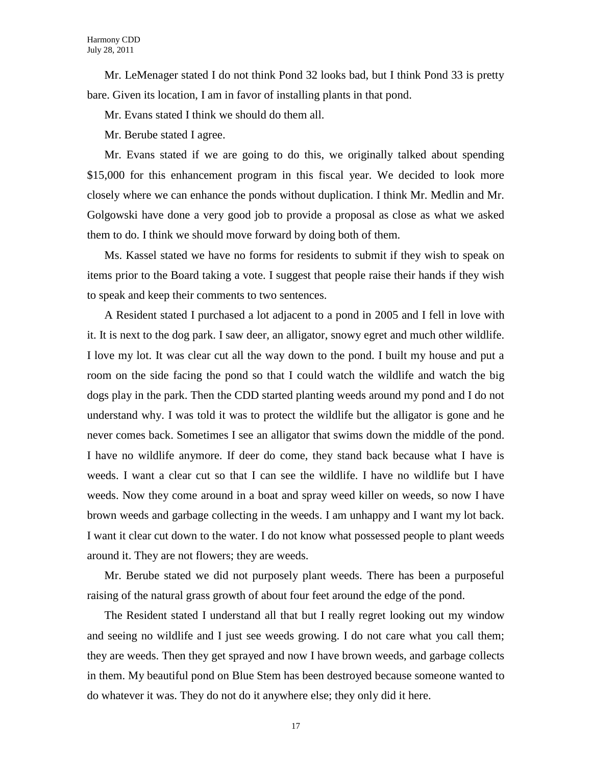Mr. LeMenager stated I do not think Pond 32 looks bad, but I think Pond 33 is pretty bare. Given its location, I am in favor of installing plants in that pond.

Mr. Evans stated I think we should do them all.

Mr. Berube stated I agree.

Mr. Evans stated if we are going to do this, we originally talked about spending $15,000 for this enhancement program in this fiscal year. We decided to look more closely where we can enhance the ponds without duplication. I think Mr. Medlin and Mr. Golgowski have done a very good job to provide a proposal as close as what we asked them to do. I think we should move forward by doing both of them.

Ms. Kassel stated we have no forms for residents to submit if they wish to speak on items prior to the Board taking a vote. I suggest that people raise their hands if they wish to speak and keep their comments to two sentences.

A Resident stated I purchased a lot adjacent to a pond in 2005 and I fell in love with it. It is next to the dog park. I saw deer, an alligator, snowy egret and much other wildlife. I love my lot. It was clear cut all the way down to the pond. I built my house and put a room on the side facing the pond so that I could watch the wildlife and watch the big dogs play in the park. Then the CDD started planting weeds around my pond and I do not understand why. I was told it was to protect the wildlife but the alligator is gone and he never comes back. Sometimes I see an alligator that swims down the middle of the pond. I have no wildlife anymore. If deer do come, they stand back because what I have is weeds. I want a clear cut so that I can see the wildlife. I have no wildlife but I have weeds. Now they come around in a boat and spray weed killer on weeds, so now I have brown weeds and garbage collecting in the weeds. I am unhappy and I want my lot back. I want it clear cut down to the water. I do not know what possessed people to plant weeds around it. They are not flowers; they are weeds.

Mr. Berube stated we did not purposely plant weeds. There has been a purposeful raising of the natural grass growth of about four feet around the edge of the pond.

The Resident stated I understand all that but I really regret looking out my window and seeing no wildlife and I just see weeds growing. I do not care what you call them; they are weeds. Then they get sprayed and now I have brown weeds, and garbage collects in them. My beautiful pond on Blue Stem has been destroyed because someone wanted to do whatever it was. They do not do it anywhere else; they only did it here.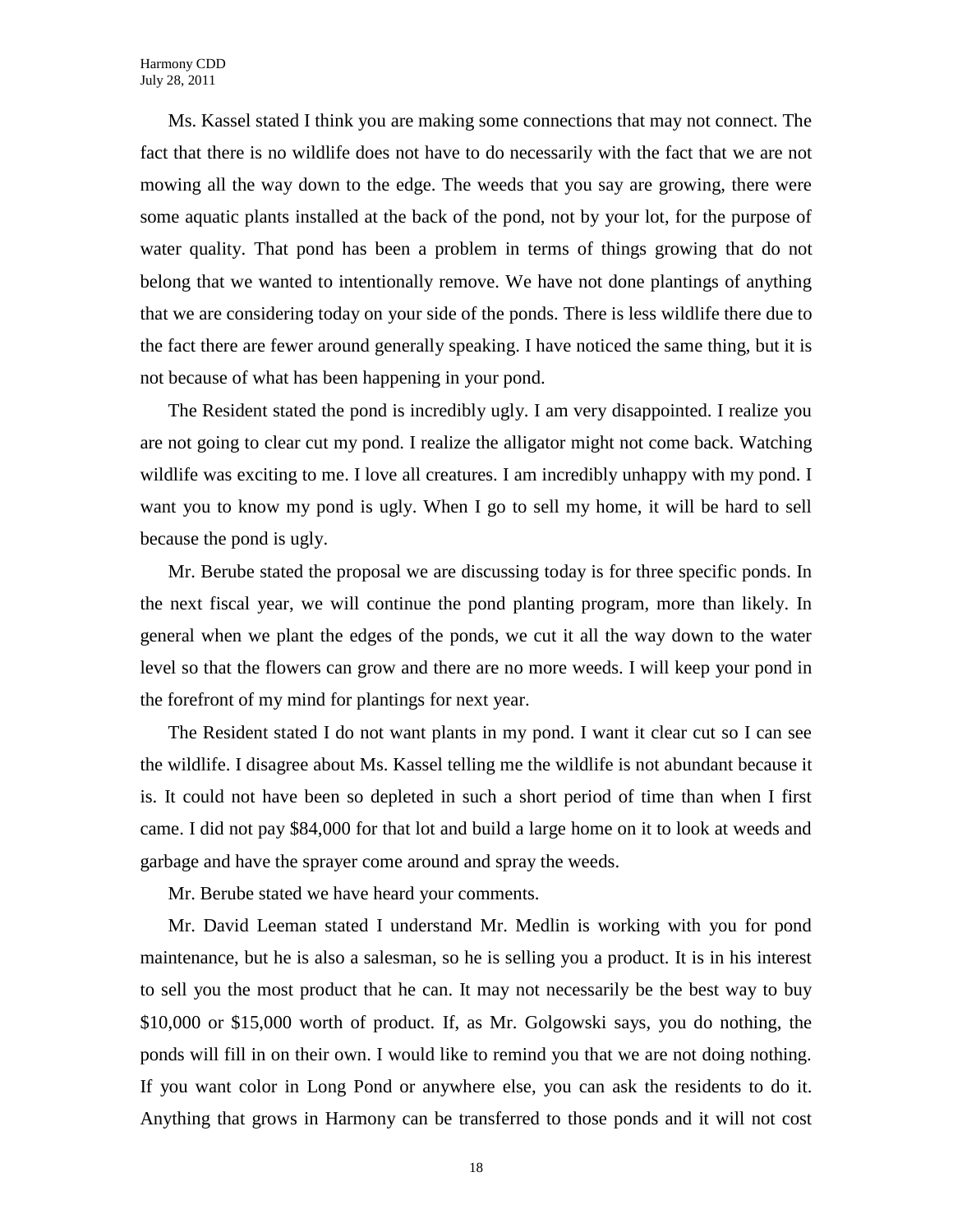Ms. Kassel stated I think you are making some connections that may not connect. The fact that there is no wildlife does not have to do necessarily with the fact that we are not mowing all the way down to the edge. The weeds that you say are growing, there were some aquatic plants installed at the back of the pond, not by your lot, for the purpose of water quality. That pond has been a problem in terms of things growing that do not belong that we wanted to intentionally remove. We have not done plantings of anything that we are considering today on your side of the ponds. There is less wildlife there due to the fact there are fewer around generally speaking. I have noticed the same thing, but it is not because of what has been happening in your pond.

The Resident stated the pond is incredibly ugly. I am very disappointed. I realize you are not going to clear cut my pond. I realize the alligator might not come back. Watching wildlife was exciting to me. I love all creatures. I am incredibly unhappy with my pond. I want you to know my pond is ugly. When I go to sell my home, it will be hard to sell because the pond is ugly.

Mr. Berube stated the proposal we are discussing today is for three specific ponds. In the next fiscal year, we will continue the pond planting program, more than likely. In general when we plant the edges of the ponds, we cut it all the way down to the water level so that the flowers can grow and there are no more weeds. I will keep your pond in the forefront of my mind for plantings for next year.

The Resident stated I do not want plants in my pond. I want it clear cut so I can see the wildlife. I disagree about Ms. Kassel telling me the wildlife is not abundant because it is. It could not have been so depleted in such a short period of time than when I first came. I did not pay $84,000 for that lot and build a large home on it to look at weeds and garbage and have the sprayer come around and spray the weeds.

Mr. Berube stated we have heard your comments.

Mr. David Leeman stated I understand Mr. Medlin is working with you for pond maintenance, but he is also a salesman, so he is selling you a product. It is in his interest to sell you the most product that he can. It may not necessarily be the best way to buy $10,000 or $15,000 worth of product. If, as Mr. Golgowski says, you do nothing, the ponds will fill in on their own. I would like to remind you that we are not doing nothing. If you want color in Long Pond or anywhere else, you can ask the residents to do it. Anything that grows in Harmony can be transferred to those ponds and it will not cost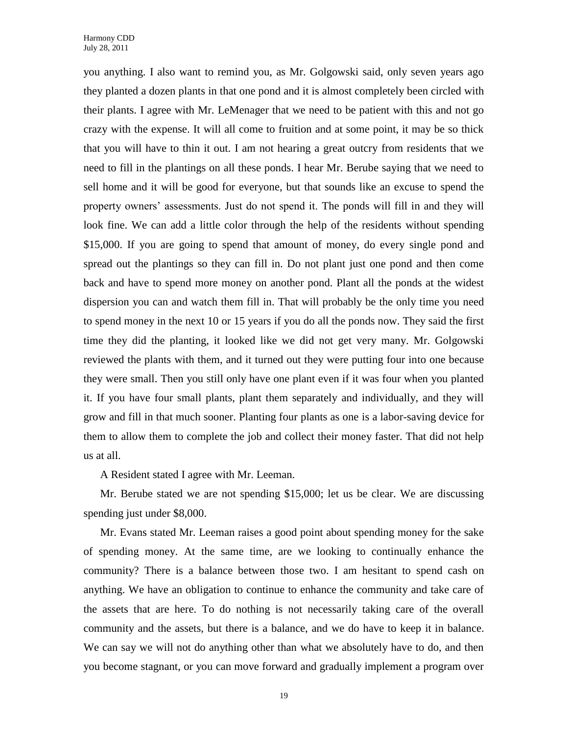you anything. I also want to remind you, as Mr. Golgowski said, only seven years ago they planted a dozen plants in that one pond and it is almost completely been circled with their plants. I agree with Mr. LeMenager that we need to be patient with this and not go crazy with the expense. It will all come to fruition and at some point, it may be so thick that you will have to thin it out. I am not hearing a great outcry from residents that we need to fill in the plantings on all these ponds. I hear Mr. Berube saying that we need to sell home and it will be good for everyone, but that sounds like an excuse to spend the property owners' assessments. Just do not spend it. The ponds will fill in and they will look fine. We can add a little color through the help of the residents without spending $15,000. If you are going to spend that amount of money, do every single pond and spread out the plantings so they can fill in. Do not plant just one pond and then come back and have to spend more money on another pond. Plant all the ponds at the widest dispersion you can and watch them fill in. That will probably be the only time you need to spend money in the next 10 or 15 years if you do all the ponds now. They said the first time they did the planting, it looked like we did not get very many. Mr. Golgowski reviewed the plants with them, and it turned out they were putting four into one because they were small. Then you still only have one plant even if it was four when you planted it. If you have four small plants, plant them separately and individually, and they will grow and fill in that much sooner. Planting four plants as one is a labor-saving device for them to allow them to complete the job and collect their money faster. That did not help us at all.

A Resident stated I agree with Mr. Leeman.

Mr. Berube stated we are not spending $15,000; let us be clear. We are discussing spending just under $8,000.

Mr. Evans stated Mr. Leeman raises a good point about spending money for the sake of spending money. At the same time, are we looking to continually enhance the community? There is a balance between those two. I am hesitant to spend cash on anything. We have an obligation to continue to enhance the community and take care of the assets that are here. To do nothing is not necessarily taking care of the overall community and the assets, but there is a balance, and we do have to keep it in balance. We can say we will not do anything other than what we absolutely have to do, and then you become stagnant, or you can move forward and gradually implement a program over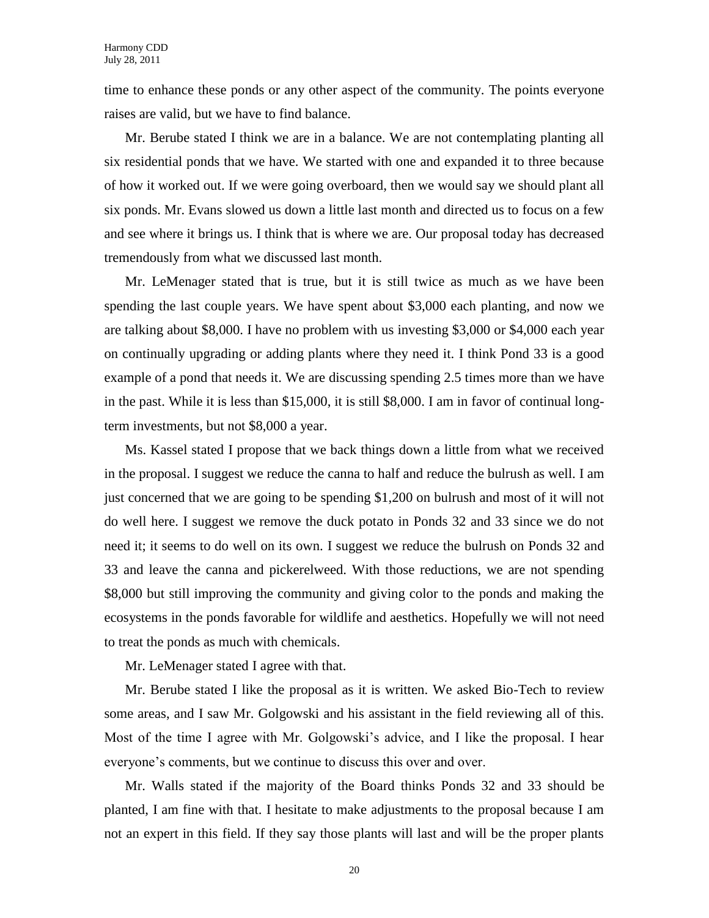time to enhance these ponds or any other aspect of the community. The points everyone raises are valid, but we have to find balance.

Mr. Berube stated I think we are in a balance. We are not contemplating planting all six residential ponds that we have. We started with one and expanded it to three because of how it worked out. If we were going overboard, then we would say we should plant all six ponds. Mr. Evans slowed us down a little last month and directed us to focus on a few and see where it brings us. I think that is where we are. Our proposal today has decreased tremendously from what we discussed last month.

Mr. LeMenager stated that is true, but it is still twice as much as we have been spending the last couple years. We have spent about $3,000 each planting, and now we are talking about $8,000. I have no problem with us investing $3,000 or $4,000 each year on continually upgrading or adding plants where they need it. I think Pond 33 is a good example of a pond that needs it. We are discussing spending 2.5 times more than we have in the past. While it is less than $15,000, it is still $8,000. I am in favor of continual long-term investments, but not $8,000 a year.

Ms. Kassel stated I propose that we back things down a little from what we received in the proposal. I suggest we reduce the canna to half and reduce the bulrush as well. I am just concerned that we are going to be spending $1,200 on bulrush and most of it will not do well here. I suggest we remove the duck potato in Ponds 32 and 33 since we do not need it; it seems to do well on its own. I suggest we reduce the bulrush on Ponds 32 and 33 and leave the canna and pickerelweed. With those reductions, we are not spending $8,000 but still improving the community and giving color to the ponds and making the ecosystems in the ponds favorable for wildlife and aesthetics. Hopefully we will not need to treat the ponds as much with chemicals.

Mr. LeMenager stated I agree with that.

Mr. Berube stated I like the proposal as it is written. We asked Bio-Tech to review some areas, and I saw Mr. Golgowski and his assistant in the field reviewing all of this. Most of the time I agree with Mr. Golgowski's advice, and I like the proposal. I hear everyone's comments, but we continue to discuss this over and over.

Mr. Walls stated if the majority of the Board thinks Ponds 32 and 33 should be planted, I am fine with that. I hesitate to make adjustments to the proposal because I am not an expert in this field. If they say those plants will last and will be the proper plants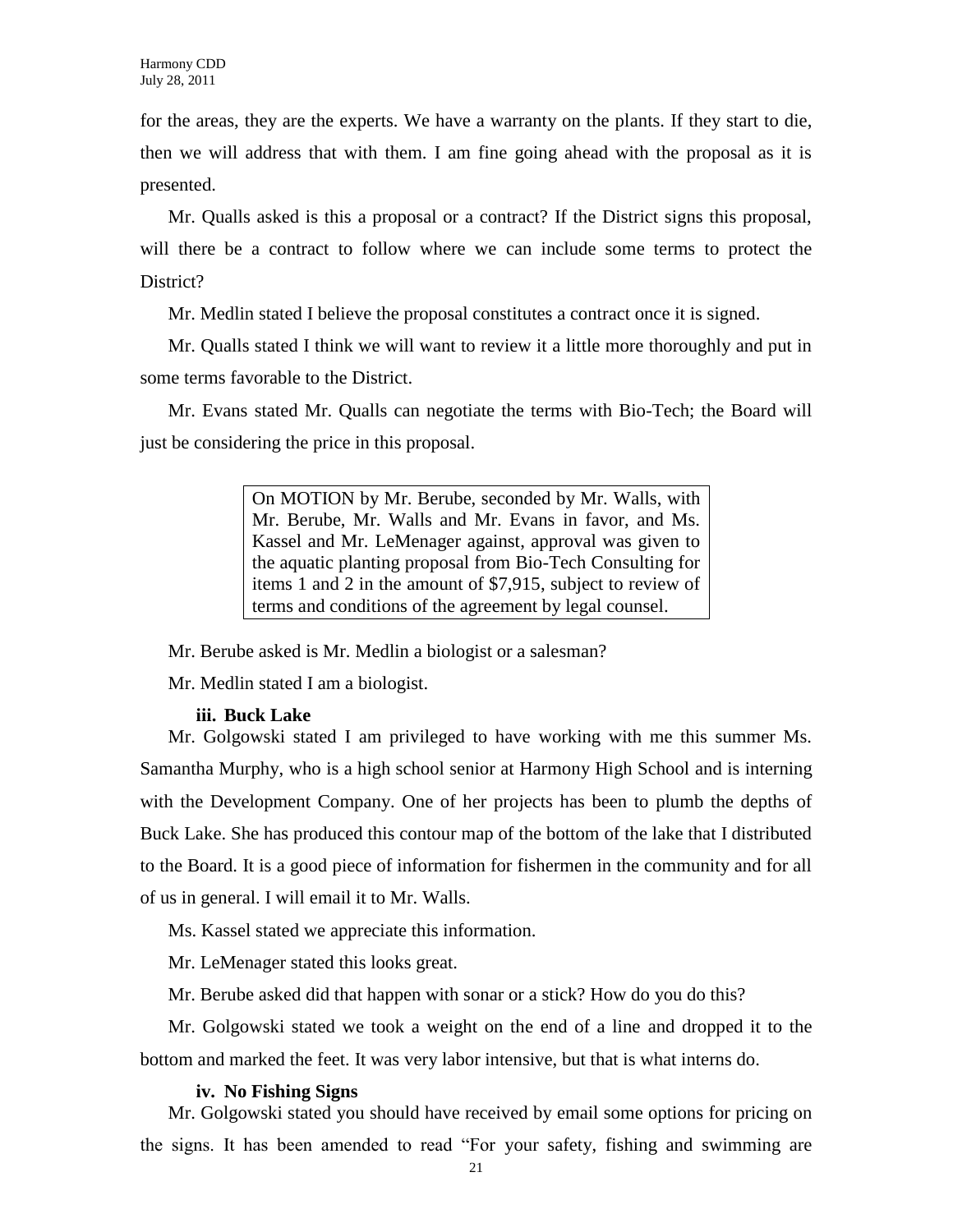for the areas, they are the experts. We have a warranty on the plants. If they start to die, then we will address that with them. I am fine going ahead with the proposal as it is presented.

Mr. Qualls asked is this a proposal or a contract? If the District signs this proposal, will there be a contract to follow where we can include some terms to protect the District?

Mr. Medlin stated I believe the proposal constitutes a contract once it is signed.

Mr. Qualls stated I think we will want to review it a little more thoroughly and put in some terms favorable to the District.

Mr. Evans stated Mr. Qualls can negotiate the terms with Bio-Tech; the Board will just be considering the price in this proposal.

> On MOTION by Mr. Berube, seconded by Mr. Walls, with Mr. Berube, Mr. Walls and Mr. Evans in favor, and Ms. Kassel and Mr. LeMenager against, approval was given to the aquatic planting proposal from Bio-Tech Consulting for items 1 and 2 in the amount of $7,915, subject to review of terms and conditions of the agreement by legal counsel.

Mr. Berube asked is Mr. Medlin a biologist or a salesman?

Mr. Medlin stated I am a biologist.

**iii. Buck Lake**

Mr. Golgowski stated I am privileged to have working with me this summer Ms. Samantha Murphy, who is a high school senior at Harmony High School and is interning with the Development Company. One of her projects has been to plumb the depths of Buck Lake. She has produced this contour map of the bottom of the lake that I distributed to the Board. It is a good piece of information for fishermen in the community and for all of us in general. I will email it to Mr. Walls.

Ms. Kassel stated we appreciate this information.

Mr. LeMenager stated this looks great.

Mr. Berube asked did that happen with sonar or a stick? How do you do this?

Mr. Golgowski stated we took a weight on the end of a line and dropped it to the bottom and marked the feet. It was very labor intensive, but that is what interns do.

**iv. No Fishing Signs**

Mr. Golgowski stated you should have received by email some options for pricing on the signs. It has been amended to read "For your safety, fishing and swimming are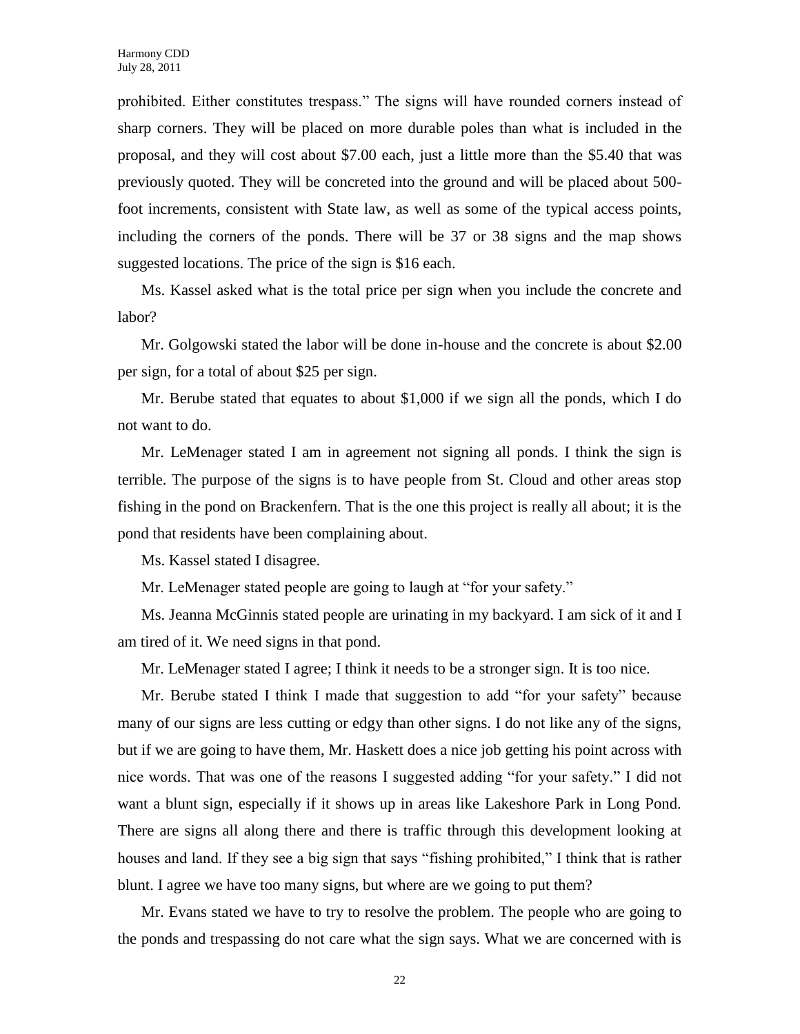prohibited. Either constitutes trespass." The signs will have rounded corners instead of sharp corners. They will be placed on more durable poles than what is included in the proposal, and they will cost about $7.00 each, just a little more than the $5.40 that was previously quoted. They will be concreted into the ground and will be placed about 500-foot increments, consistent with State law, as well as some of the typical access points, including the corners of the ponds. There will be 37 or 38 signs and the map shows suggested locations. The price of the sign is $16 each.

Ms. Kassel asked what is the total price per sign when you include the concrete and labor?

Mr. Golgowski stated the labor will be done in-house and the concrete is about $2.00 per sign, for a total of about $25 per sign.

Mr. Berube stated that equates to about $1,000 if we sign all the ponds, which I do not want to do.

Mr. LeMenager stated I am in agreement not signing all ponds. I think the sign is terrible. The purpose of the signs is to have people from St. Cloud and other areas stop fishing in the pond on Brackenfern. That is the one this project is really all about; it is the pond that residents have been complaining about.

Ms. Kassel stated I disagree.

Mr. LeMenager stated people are going to laugh at "for your safety."

Ms. Jeanna McGinnis stated people are urinating in my backyard. I am sick of it and I am tired of it. We need signs in that pond.

Mr. LeMenager stated I agree; I think it needs to be a stronger sign. It is too nice.

Mr. Berube stated I think I made that suggestion to add "for your safety" because many of our signs are less cutting or edgy than other signs. I do not like any of the signs, but if we are going to have them, Mr. Haskett does a nice job getting his point across with nice words. That was one of the reasons I suggested adding "for your safety." I did not want a blunt sign, especially if it shows up in areas like Lakeshore Park in Long Pond. There are signs all along there and there is traffic through this development looking at houses and land. If they see a big sign that says "fishing prohibited," I think that is rather blunt. I agree we have too many signs, but where are we going to put them?

Mr. Evans stated we have to try to resolve the problem. The people who are going to the ponds and trespassing do not care what the sign says. What we are concerned with is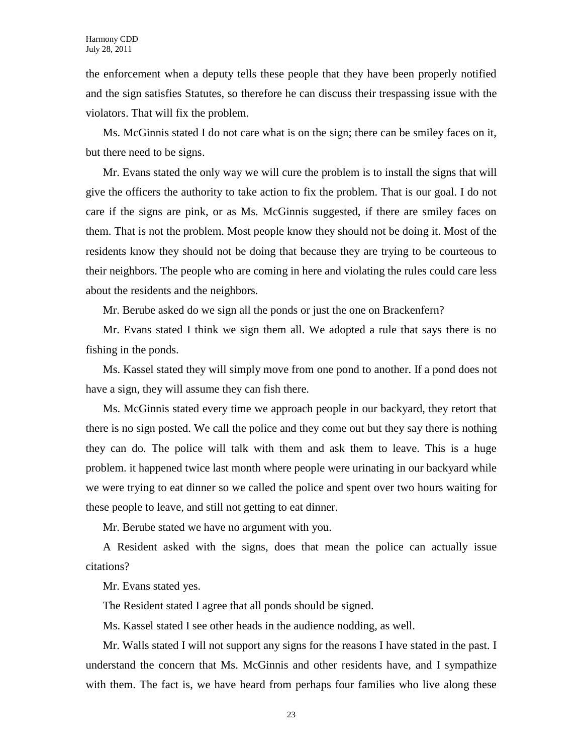the enforcement when a deputy tells these people that they have been properly notified and the sign satisfies Statutes, so therefore he can discuss their trespassing issue with the violators. That will fix the problem.

Ms. McGinnis stated I do not care what is on the sign; there can be smiley faces on it, but there need to be signs.

Mr. Evans stated the only way we will cure the problem is to install the signs that will give the officers the authority to take action to fix the problem. That is our goal. I do not care if the signs are pink, or as Ms. McGinnis suggested, if there are smiley faces on them. That is not the problem. Most people know they should not be doing it. Most of the residents know they should not be doing that because they are trying to be courteous to their neighbors. The people who are coming in here and violating the rules could care less about the residents and the neighbors.

Mr. Berube asked do we sign all the ponds or just the one on Brackenfern?

Mr. Evans stated I think we sign them all. We adopted a rule that says there is no fishing in the ponds.

Ms. Kassel stated they will simply move from one pond to another. If a pond does not have a sign, they will assume they can fish there.

Ms. McGinnis stated every time we approach people in our backyard, they retort that there is no sign posted. We call the police and they come out but they say there is nothing they can do. The police will talk with them and ask them to leave. This is a huge problem. it happened twice last month where people were urinating in our backyard while we were trying to eat dinner so we called the police and spent over two hours waiting for these people to leave, and still not getting to eat dinner.

Mr. Berube stated we have no argument with you.

A Resident asked with the signs, does that mean the police can actually issue citations?

Mr. Evans stated yes.

The Resident stated I agree that all ponds should be signed.

Ms. Kassel stated I see other heads in the audience nodding, as well.

Mr. Walls stated I will not support any signs for the reasons I have stated in the past. I understand the concern that Ms. McGinnis and other residents have, and I sympathize with them. The fact is, we have heard from perhaps four families who live along these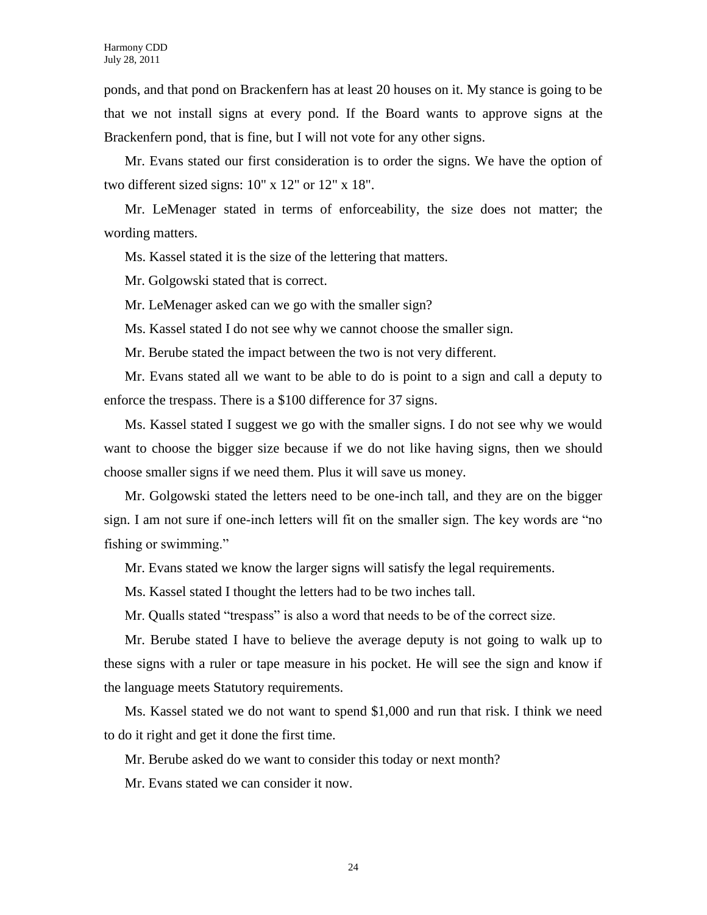ponds, and that pond on Brackenfern has at least 20 houses on it. My stance is going to be that we not install signs at every pond. If the Board wants to approve signs at the Brackenfern pond, that is fine, but I will not vote for any other signs.

Mr. Evans stated our first consideration is to order the signs. We have the option of two different sized signs: 10" x 12" or 12" x 18".

Mr. LeMenager stated in terms of enforceability, the size does not matter; the wording matters.

Ms. Kassel stated it is the size of the lettering that matters.

Mr. Golgowski stated that is correct.

Mr. LeMenager asked can we go with the smaller sign?

Ms. Kassel stated I do not see why we cannot choose the smaller sign.

Mr. Berube stated the impact between the two is not very different.

Mr. Evans stated all we want to be able to do is point to a sign and call a deputy to enforce the trespass. There is a $100 difference for 37 signs.

Ms. Kassel stated I suggest we go with the smaller signs. I do not see why we would want to choose the bigger size because if we do not like having signs, then we should choose smaller signs if we need them. Plus it will save us money.

Mr. Golgowski stated the letters need to be one-inch tall, and they are on the bigger sign. I am not sure if one-inch letters will fit on the smaller sign. The key words are "no fishing or swimming."

Mr. Evans stated we know the larger signs will satisfy the legal requirements.

Ms. Kassel stated I thought the letters had to be two inches tall.

Mr. Qualls stated "trespass" is also a word that needs to be of the correct size.

Mr. Berube stated I have to believe the average deputy is not going to walk up to these signs with a ruler or tape measure in his pocket. He will see the sign and know if the language meets Statutory requirements.

Ms. Kassel stated we do not want to spend $1,000 and run that risk. I think we need to do it right and get it done the first time.

Mr. Berube asked do we want to consider this today or next month?

Mr. Evans stated we can consider it now.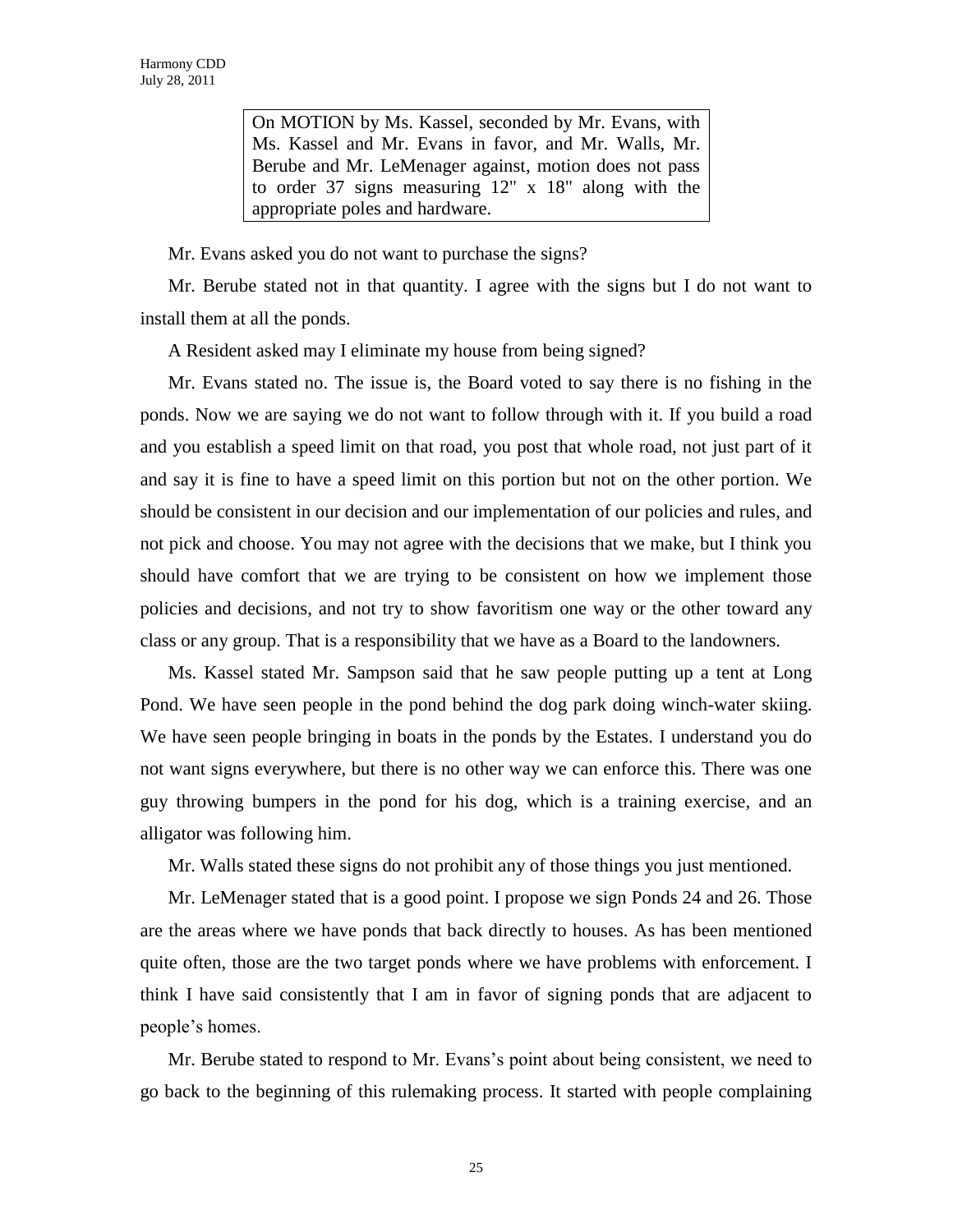> On MOTION by Ms. Kassel, seconded by Mr. Evans, with Ms. Kassel and Mr. Evans in favor, and Mr. Walls, Mr. Berube and Mr. LeMenager against, motion does not pass to order 37 signs measuring 12" x 18" along with the appropriate poles and hardware.

Mr. Evans asked you do not want to purchase the signs?

Mr. Berube stated not in that quantity. I agree with the signs but I do not want to install them at all the ponds.

A Resident asked may I eliminate my house from being signed?

Mr. Evans stated no. The issue is, the Board voted to say there is no fishing in the ponds. Now we are saying we do not want to follow through with it. If you build a road and you establish a speed limit on that road, you post that whole road, not just part of it and say it is fine to have a speed limit on this portion but not on the other portion. We should be consistent in our decision and our implementation of our policies and rules, and not pick and choose. You may not agree with the decisions that we make, but I think you should have comfort that we are trying to be consistent on how we implement those policies and decisions, and not try to show favoritism one way or the other toward any class or any group. That is a responsibility that we have as a Board to the landowners.

Ms. Kassel stated Mr. Sampson said that he saw people putting up a tent at Long Pond. We have seen people in the pond behind the dog park doing winch-water skiing. We have seen people bringing in boats in the ponds by the Estates. I understand you do not want signs everywhere, but there is no other way we can enforce this. There was one guy throwing bumpers in the pond for his dog, which is a training exercise, and an alligator was following him.

Mr. Walls stated these signs do not prohibit any of those things you just mentioned.

Mr. LeMenager stated that is a good point. I propose we sign Ponds 24 and 26. Those are the areas where we have ponds that back directly to houses. As has been mentioned quite often, those are the two target ponds where we have problems with enforcement. I think I have said consistently that I am in favor of signing ponds that are adjacent to people's homes.

Mr. Berube stated to respond to Mr. Evans's point about being consistent, we need to go back to the beginning of this rulemaking process. It started with people complaining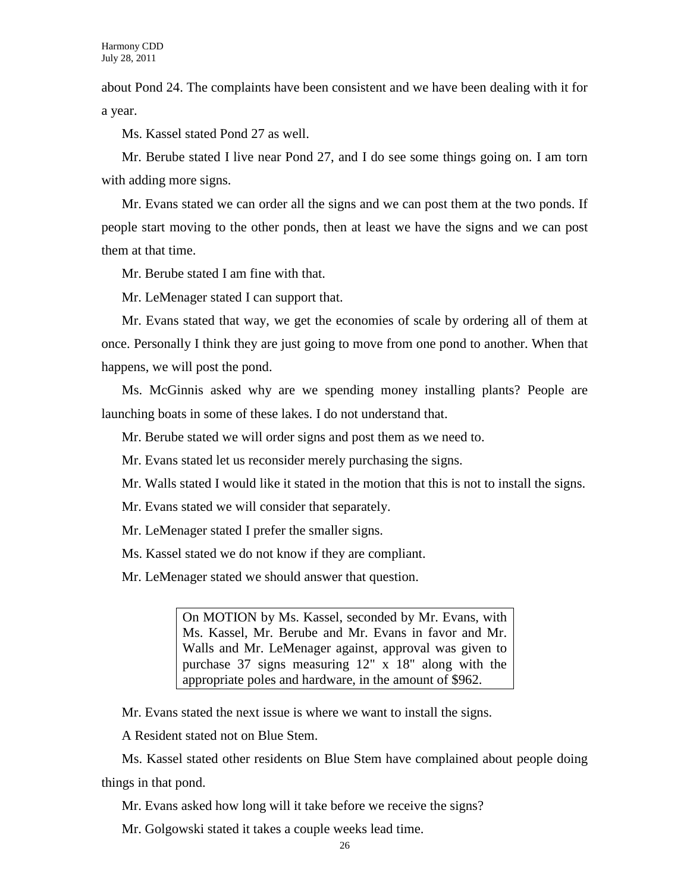about Pond 24. The complaints have been consistent and we have been dealing with it for a year.

Ms. Kassel stated Pond 27 as well.

Mr. Berube stated I live near Pond 27, and I do see some things going on. I am torn with adding more signs.

Mr. Evans stated we can order all the signs and we can post them at the two ponds. If people start moving to the other ponds, then at least we have the signs and we can post them at that time.

Mr. Berube stated I am fine with that.

Mr. LeMenager stated I can support that.

Mr. Evans stated that way, we get the economies of scale by ordering all of them at once. Personally I think they are just going to move from one pond to another. When that happens, we will post the pond.

Ms. McGinnis asked why are we spending money installing plants? People are launching boats in some of these lakes. I do not understand that.

Mr. Berube stated we will order signs and post them as we need to.

Mr. Evans stated let us reconsider merely purchasing the signs.

Mr. Walls stated I would like it stated in the motion that this is not to install the signs.

Mr. Evans stated we will consider that separately.

Mr. LeMenager stated I prefer the smaller signs.

Ms. Kassel stated we do not know if they are compliant.

Mr. LeMenager stated we should answer that question.

> On MOTION by Ms. Kassel, seconded by Mr. Evans, with Ms. Kassel, Mr. Berube and Mr. Evans in favor and Mr. Walls and Mr. LeMenager against, approval was given to purchase 37 signs measuring 12" x 18" along with the appropriate poles and hardware, in the amount of $962.

Mr. Evans stated the next issue is where we want to install the signs.

A Resident stated not on Blue Stem.

Ms. Kassel stated other residents on Blue Stem have complained about people doing things in that pond.

Mr. Evans asked how long will it take before we receive the signs?

Mr. Golgowski stated it takes a couple weeks lead time.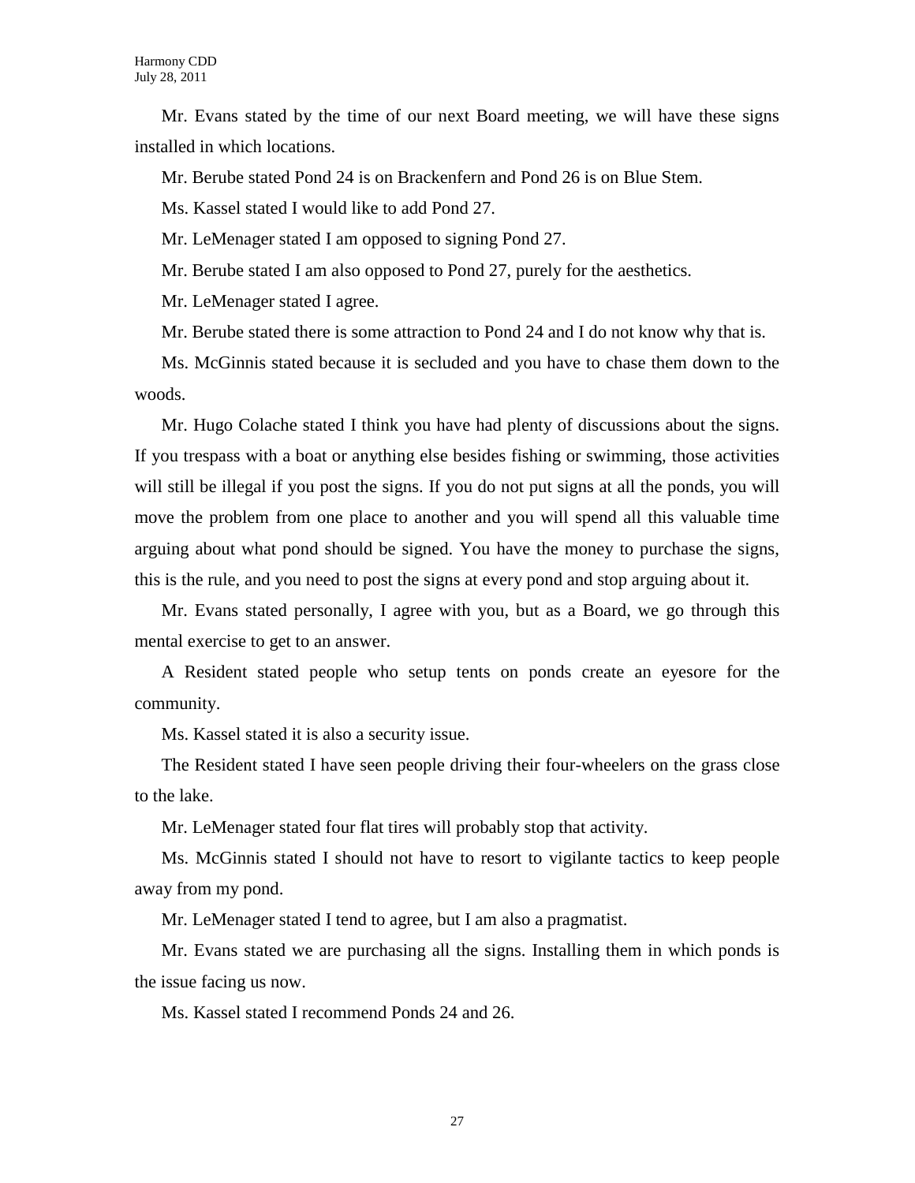Mr. Evans stated by the time of our next Board meeting, we will have these signs installed in which locations.

Mr. Berube stated Pond 24 is on Brackenfern and Pond 26 is on Blue Stem.

Ms. Kassel stated I would like to add Pond 27.

Mr. LeMenager stated I am opposed to signing Pond 27.

Mr. Berube stated I am also opposed to Pond 27, purely for the aesthetics.

Mr. LeMenager stated I agree.

Mr. Berube stated there is some attraction to Pond 24 and I do not know why that is.

Ms. McGinnis stated because it is secluded and you have to chase them down to the woods.

Mr. Hugo Colache stated I think you have had plenty of discussions about the signs. If you trespass with a boat or anything else besides fishing or swimming, those activities will still be illegal if you post the signs. If you do not put signs at all the ponds, you will move the problem from one place to another and you will spend all this valuable time arguing about what pond should be signed. You have the money to purchase the signs, this is the rule, and you need to post the signs at every pond and stop arguing about it.

Mr. Evans stated personally, I agree with you, but as a Board, we go through this mental exercise to get to an answer.

A Resident stated people who setup tents on ponds create an eyesore for the community.

Ms. Kassel stated it is also a security issue.

The Resident stated I have seen people driving their four-wheelers on the grass close to the lake.

Mr. LeMenager stated four flat tires will probably stop that activity.

Ms. McGinnis stated I should not have to resort to vigilante tactics to keep people away from my pond.

Mr. LeMenager stated I tend to agree, but I am also a pragmatist.

Mr. Evans stated we are purchasing all the signs. Installing them in which ponds is the issue facing us now.

Ms. Kassel stated I recommend Ponds 24 and 26.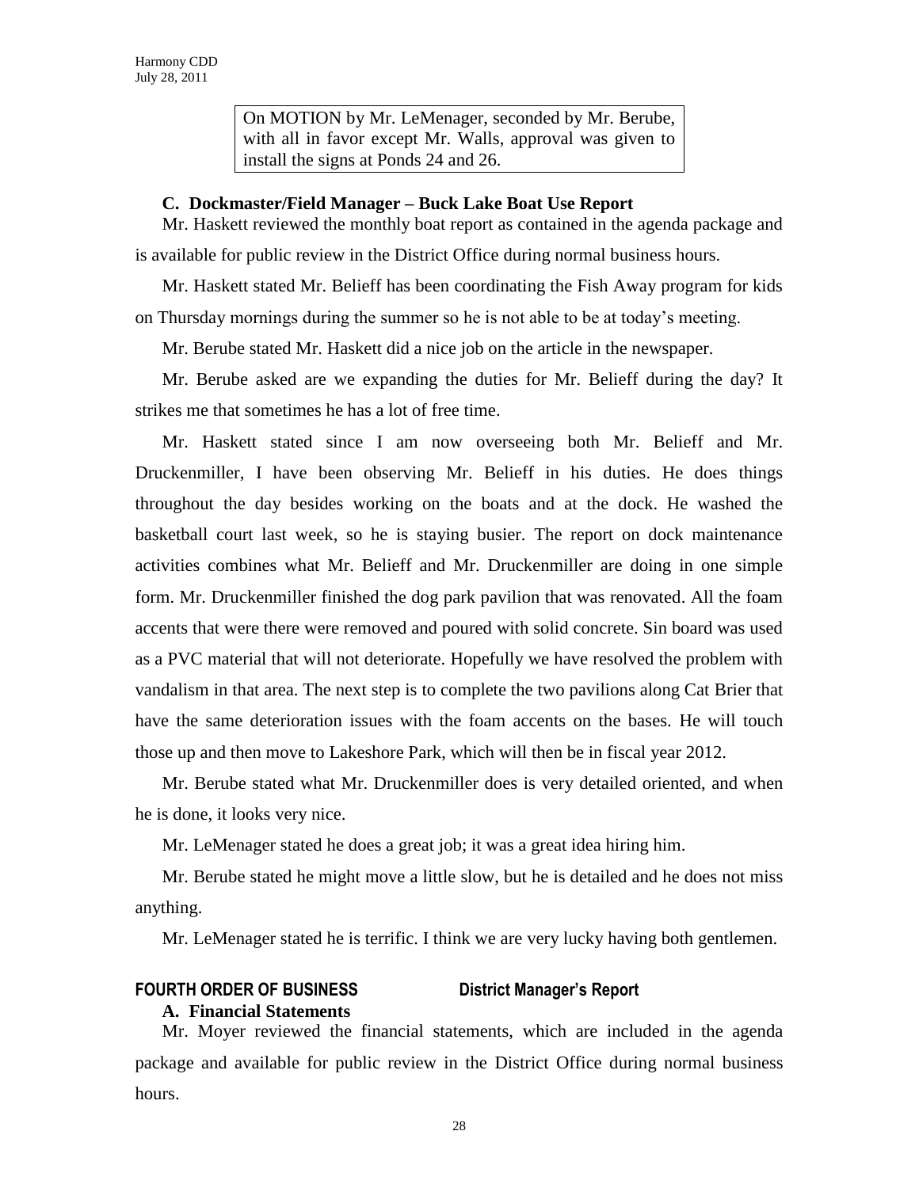On MOTION by Mr. LeMenager, seconded by Mr. Berube, with all in favor except Mr. Walls, approval was given to install the signs at Ponds 24 and 26.

**C. Dockmaster/Field Manager – Buck Lake Boat Use Report**

Mr. Haskett reviewed the monthly boat report as contained in the agenda package and is available for public review in the District Office during normal business hours.

Mr. Haskett stated Mr. Belieff has been coordinating the Fish Away program for kids on Thursday mornings during the summer so he is not able to be at today's meeting.

Mr. Berube stated Mr. Haskett did a nice job on the article in the newspaper.

Mr. Berube asked are we expanding the duties for Mr. Belieff during the day? It strikes me that sometimes he has a lot of free time.

Mr. Haskett stated since I am now overseeing both Mr. Belieff and Mr. Druckenmiller, I have been observing Mr. Belieff in his duties. He does things throughout the day besides working on the boats and at the dock. He washed the basketball court last week, so he is staying busier. The report on dock maintenance activities combines what Mr. Belieff and Mr. Druckenmiller are doing in one simple form. Mr. Druckenmiller finished the dog park pavilion that was renovated. All the foam accents that were there were removed and poured with solid concrete. Sin board was used as a PVC material that will not deteriorate. Hopefully we have resolved the problem with vandalism in that area. The next step is to complete the two pavilions along Cat Brier that have the same deterioration issues with the foam accents on the bases. He will touch those up and then move to Lakeshore Park, which will then be in fiscal year 2012.

Mr. Berube stated what Mr. Druckenmiller does is very detailed oriented, and when he is done, it looks very nice.

Mr. LeMenager stated he does a great job; it was a great idea hiring him.

Mr. Berube stated he might move a little slow, but he is detailed and he does not miss anything.

Mr. LeMenager stated he is terrific. I think we are very lucky having both gentlemen.

## FOURTH ORDER OF BUSINESS District Manager's Report

**A. Financial Statements**

Mr. Moyer reviewed the financial statements, which are included in the agenda package and available for public review in the District Office during normal business hours.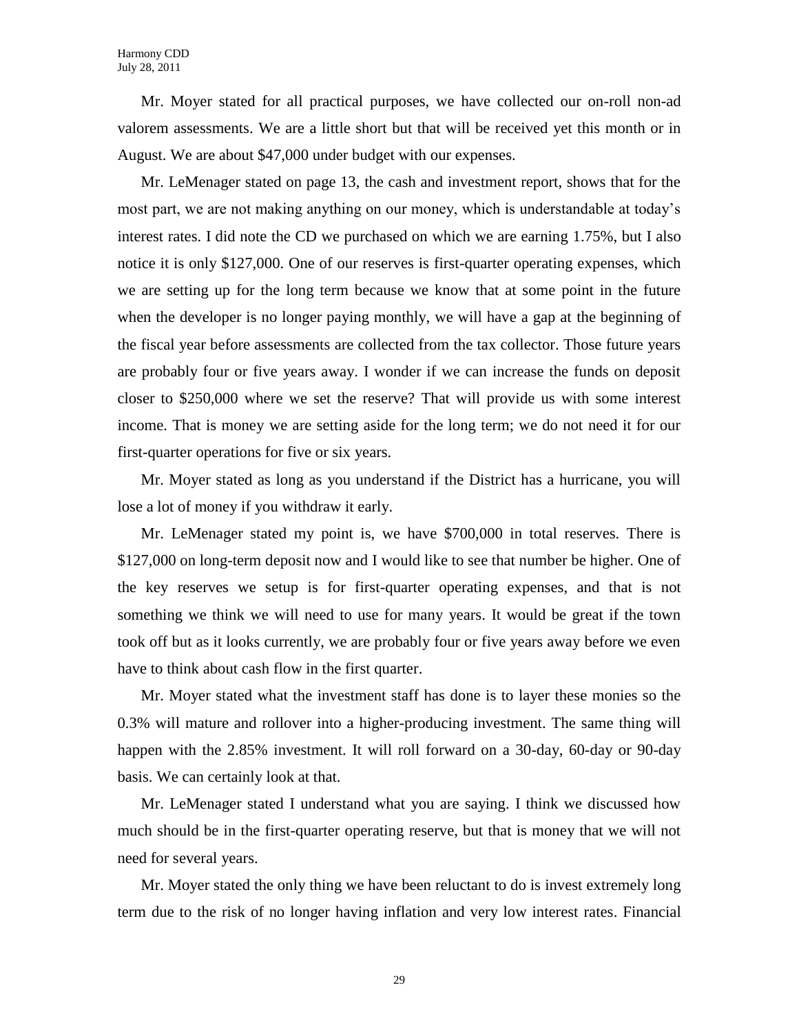Mr. Moyer stated for all practical purposes, we have collected our on-roll non-ad valorem assessments. We are a little short but that will be received yet this month or in August. We are about $47,000 under budget with our expenses.

Mr. LeMenager stated on page 13, the cash and investment report, shows that for the most part, we are not making anything on our money, which is understandable at today's interest rates. I did note the CD we purchased on which we are earning 1.75%, but I also notice it is only $127,000. One of our reserves is first-quarter operating expenses, which we are setting up for the long term because we know that at some point in the future when the developer is no longer paying monthly, we will have a gap at the beginning of the fiscal year before assessments are collected from the tax collector. Those future years are probably four or five years away. I wonder if we can increase the funds on deposit closer to $250,000 where we set the reserve? That will provide us with some interest income. That is money we are setting aside for the long term; we do not need it for our first-quarter operations for five or six years.

Mr. Moyer stated as long as you understand if the District has a hurricane, you will lose a lot of money if you withdraw it early.

Mr. LeMenager stated my point is, we have $700,000 in total reserves. There is $127,000 on long-term deposit now and I would like to see that number be higher. One of the key reserves we setup is for first-quarter operating expenses, and that is not something we think we will need to use for many years. It would be great if the town took off but as it looks currently, we are probably four or five years away before we even have to think about cash flow in the first quarter.

Mr. Moyer stated what the investment staff has done is to layer these monies so the 0.3% will mature and rollover into a higher-producing investment. The same thing will happen with the 2.85% investment. It will roll forward on a 30-day, 60-day or 90-day basis. We can certainly look at that.

Mr. LeMenager stated I understand what you are saying. I think we discussed how much should be in the first-quarter operating reserve, but that is money that we will not need for several years.

Mr. Moyer stated the only thing we have been reluctant to do is invest extremely long term due to the risk of no longer having inflation and very low interest rates. Financial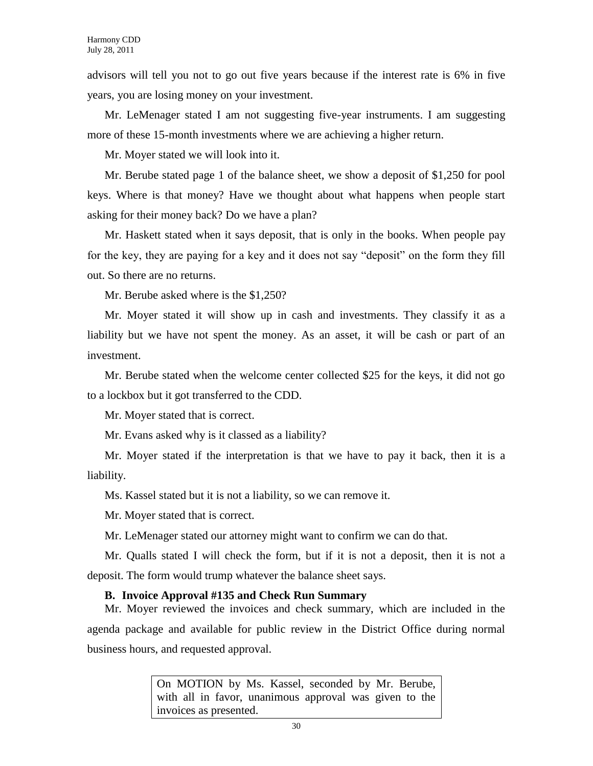advisors will tell you not to go out five years because if the interest rate is 6% in five years, you are losing money on your investment.

Mr. LeMenager stated I am not suggesting five-year instruments. I am suggesting more of these 15-month investments where we are achieving a higher return.

Mr. Moyer stated we will look into it.

Mr. Berube stated page 1 of the balance sheet, we show a deposit of $1,250 for pool keys. Where is that money? Have we thought about what happens when people start asking for their money back? Do we have a plan?

Mr. Haskett stated when it says deposit, that is only in the books. When people pay for the key, they are paying for a key and it does not say "deposit" on the form they fill out. So there are no returns.

Mr. Berube asked where is the $1,250?

Mr. Moyer stated it will show up in cash and investments. They classify it as a liability but we have not spent the money. As an asset, it will be cash or part of an investment.

Mr. Berube stated when the welcome center collected $25 for the keys, it did not go to a lockbox but it got transferred to the CDD.

Mr. Moyer stated that is correct.

Mr. Evans asked why is it classed as a liability?

Mr. Moyer stated if the interpretation is that we have to pay it back, then it is a liability.

Ms. Kassel stated but it is not a liability, so we can remove it.

Mr. Moyer stated that is correct.

Mr. LeMenager stated our attorney might want to confirm we can do that.

Mr. Qualls stated I will check the form, but if it is not a deposit, then it is not a deposit. The form would trump whatever the balance sheet says.

**B. Invoice Approval #135 and Check Run Summary**

Mr. Moyer reviewed the invoices and check summary, which are included in the agenda package and available for public review in the District Office during normal business hours, and requested approval.

> On MOTION by Ms. Kassel, seconded by Mr. Berube, with all in favor, unanimous approval was given to the invoices as presented.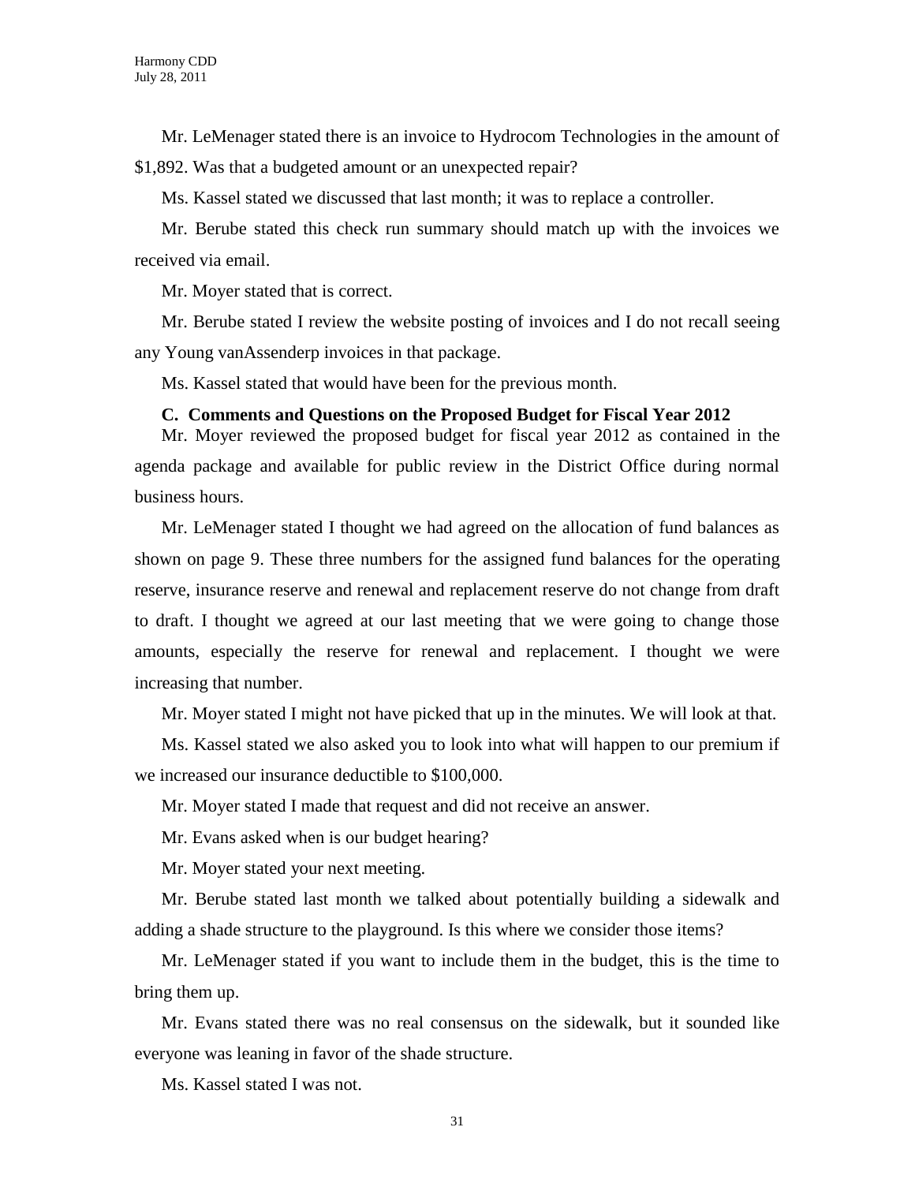Mr. LeMenager stated there is an invoice to Hydrocom Technologies in the amount of $1,892. Was that a budgeted amount or an unexpected repair?

Ms. Kassel stated we discussed that last month; it was to replace a controller.

Mr. Berube stated this check run summary should match up with the invoices we received via email.

Mr. Moyer stated that is correct.

Mr. Berube stated I review the website posting of invoices and I do not recall seeing any Young vanAssenderp invoices in that package.

Ms. Kassel stated that would have been for the previous month.

**C. Comments and Questions on the Proposed Budget for Fiscal Year 2012**

Mr. Moyer reviewed the proposed budget for fiscal year 2012 as contained in the agenda package and available for public review in the District Office during normal business hours.

Mr. LeMenager stated I thought we had agreed on the allocation of fund balances as shown on page 9. These three numbers for the assigned fund balances for the operating reserve, insurance reserve and renewal and replacement reserve do not change from draft to draft. I thought we agreed at our last meeting that we were going to change those amounts, especially the reserve for renewal and replacement. I thought we were increasing that number.

Mr. Moyer stated I might not have picked that up in the minutes. We will look at that.

Ms. Kassel stated we also asked you to look into what will happen to our premium if we increased our insurance deductible to $100,000.

Mr. Moyer stated I made that request and did not receive an answer.

Mr. Evans asked when is our budget hearing?

Mr. Moyer stated your next meeting.

Mr. Berube stated last month we talked about potentially building a sidewalk and adding a shade structure to the playground. Is this where we consider those items?

Mr. LeMenager stated if you want to include them in the budget, this is the time to bring them up.

Mr. Evans stated there was no real consensus on the sidewalk, but it sounded like everyone was leaning in favor of the shade structure.

Ms. Kassel stated I was not.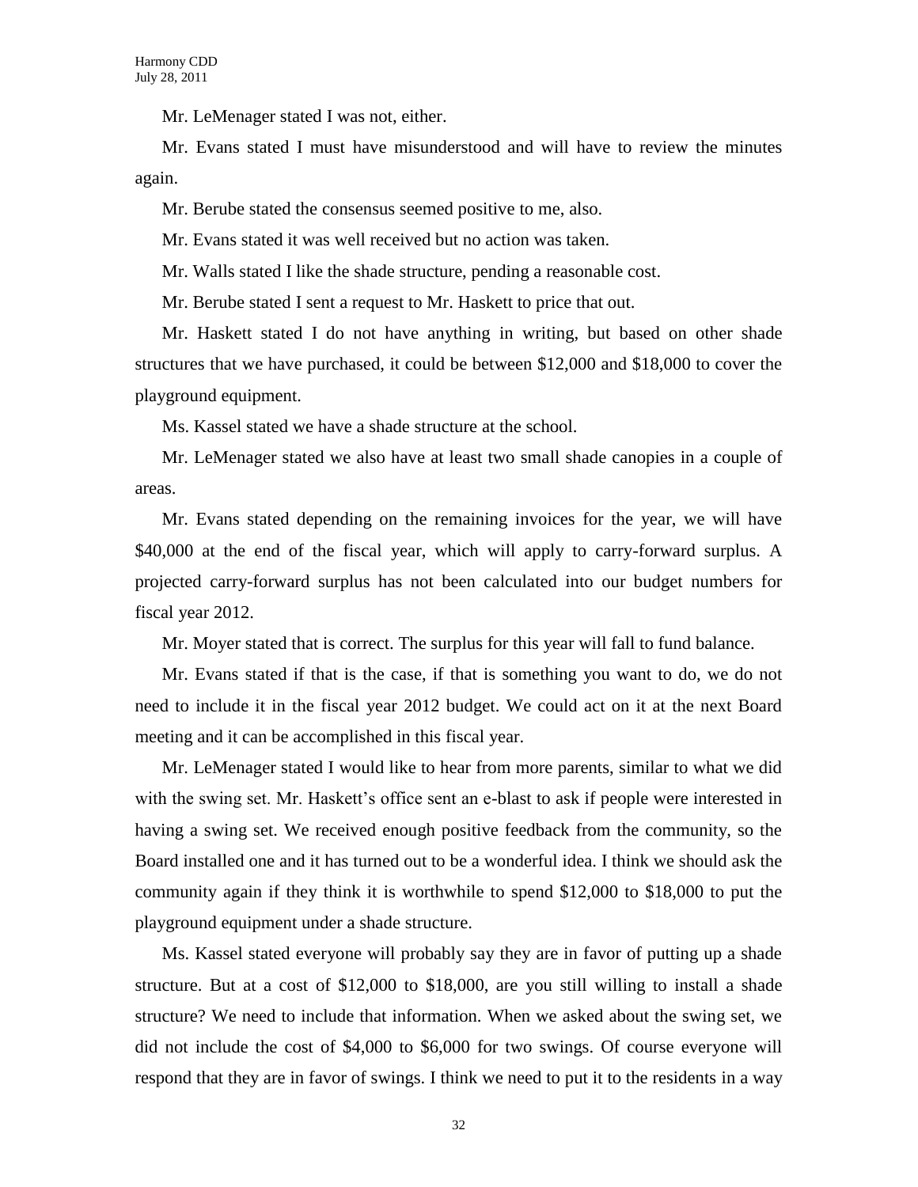Mr. LeMenager stated I was not, either.

Mr. Evans stated I must have misunderstood and will have to review the minutes again.

Mr. Berube stated the consensus seemed positive to me, also.

Mr. Evans stated it was well received but no action was taken.

Mr. Walls stated I like the shade structure, pending a reasonable cost.

Mr. Berube stated I sent a request to Mr. Haskett to price that out.

Mr. Haskett stated I do not have anything in writing, but based on other shade structures that we have purchased, it could be between $12,000 and $18,000 to cover the playground equipment.

Ms. Kassel stated we have a shade structure at the school.

Mr. LeMenager stated we also have at least two small shade canopies in a couple of areas.

Mr. Evans stated depending on the remaining invoices for the year, we will have $40,000 at the end of the fiscal year, which will apply to carry-forward surplus. A projected carry-forward surplus has not been calculated into our budget numbers for fiscal year 2012.

Mr. Moyer stated that is correct. The surplus for this year will fall to fund balance.

Mr. Evans stated if that is the case, if that is something you want to do, we do not need to include it in the fiscal year 2012 budget. We could act on it at the next Board meeting and it can be accomplished in this fiscal year.

Mr. LeMenager stated I would like to hear from more parents, similar to what we did with the swing set. Mr. Haskett's office sent an e-blast to ask if people were interested in having a swing set. We received enough positive feedback from the community, so the Board installed one and it has turned out to be a wonderful idea. I think we should ask the community again if they think it is worthwhile to spend $12,000 to $18,000 to put the playground equipment under a shade structure.

Ms. Kassel stated everyone will probably say they are in favor of putting up a shade structure. But at a cost of $12,000 to $18,000, are you still willing to install a shade structure? We need to include that information. When we asked about the swing set, we did not include the cost of $4,000 to $6,000 for two swings. Of course everyone will respond that they are in favor of swings. I think we need to put it to the residents in a way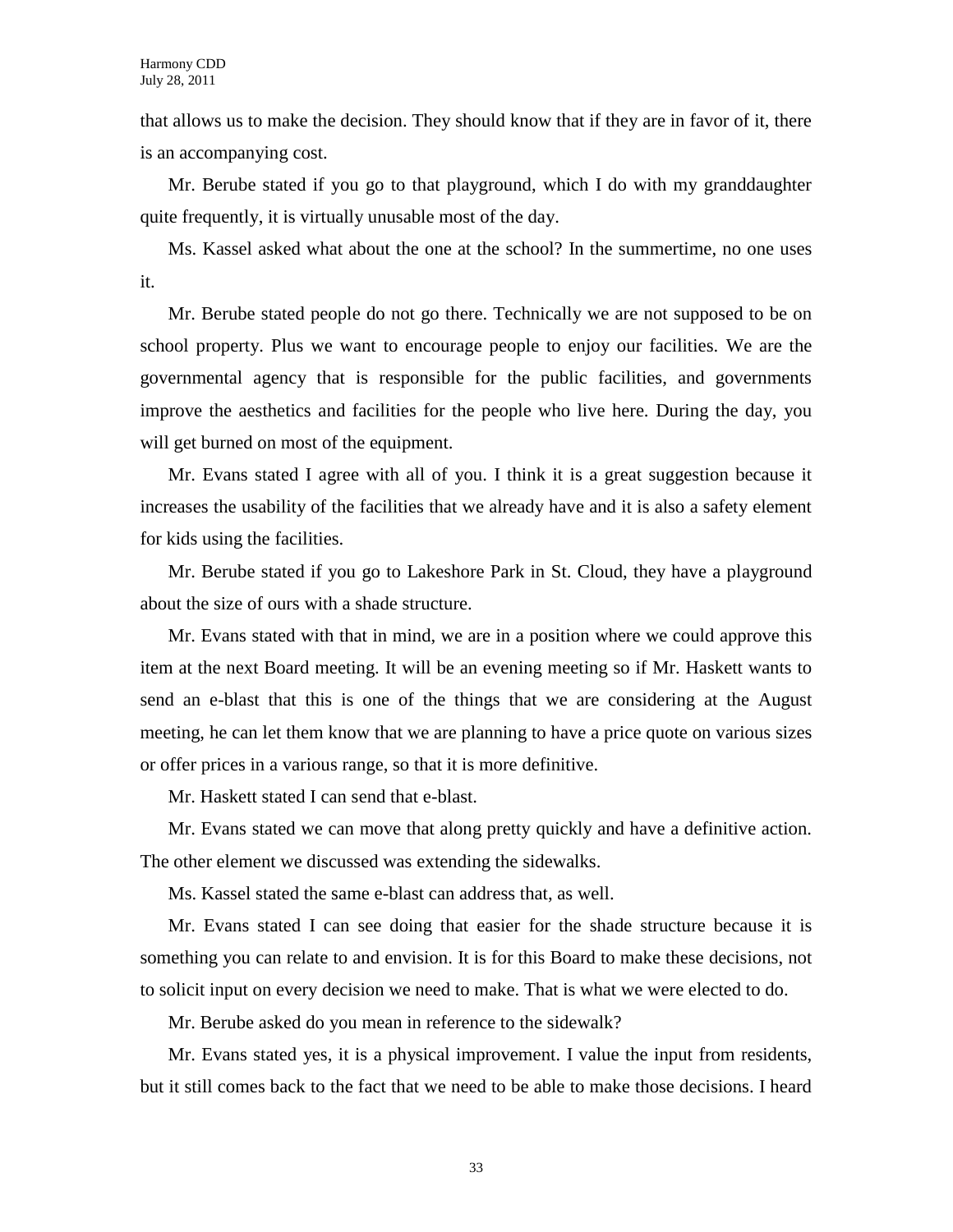that allows us to make the decision. They should know that if they are in favor of it, there is an accompanying cost.

Mr. Berube stated if you go to that playground, which I do with my granddaughter quite frequently, it is virtually unusable most of the day.

Ms. Kassel asked what about the one at the school? In the summertime, no one uses it.

Mr. Berube stated people do not go there. Technically we are not supposed to be on school property. Plus we want to encourage people to enjoy our facilities. We are the governmental agency that is responsible for the public facilities, and governments improve the aesthetics and facilities for the people who live here. During the day, you will get burned on most of the equipment.

Mr. Evans stated I agree with all of you. I think it is a great suggestion because it increases the usability of the facilities that we already have and it is also a safety element for kids using the facilities.

Mr. Berube stated if you go to Lakeshore Park in St. Cloud, they have a playground about the size of ours with a shade structure.

Mr. Evans stated with that in mind, we are in a position where we could approve this item at the next Board meeting. It will be an evening meeting so if Mr. Haskett wants to send an e-blast that this is one of the things that we are considering at the August meeting, he can let them know that we are planning to have a price quote on various sizes or offer prices in a various range, so that it is more definitive.

Mr. Haskett stated I can send that e-blast.

Mr. Evans stated we can move that along pretty quickly and have a definitive action. The other element we discussed was extending the sidewalks.

Ms. Kassel stated the same e-blast can address that, as well.

Mr. Evans stated I can see doing that easier for the shade structure because it is something you can relate to and envision. It is for this Board to make these decisions, not to solicit input on every decision we need to make. That is what we were elected to do.

Mr. Berube asked do you mean in reference to the sidewalk?

Mr. Evans stated yes, it is a physical improvement. I value the input from residents, but it still comes back to the fact that we need to be able to make those decisions. I heard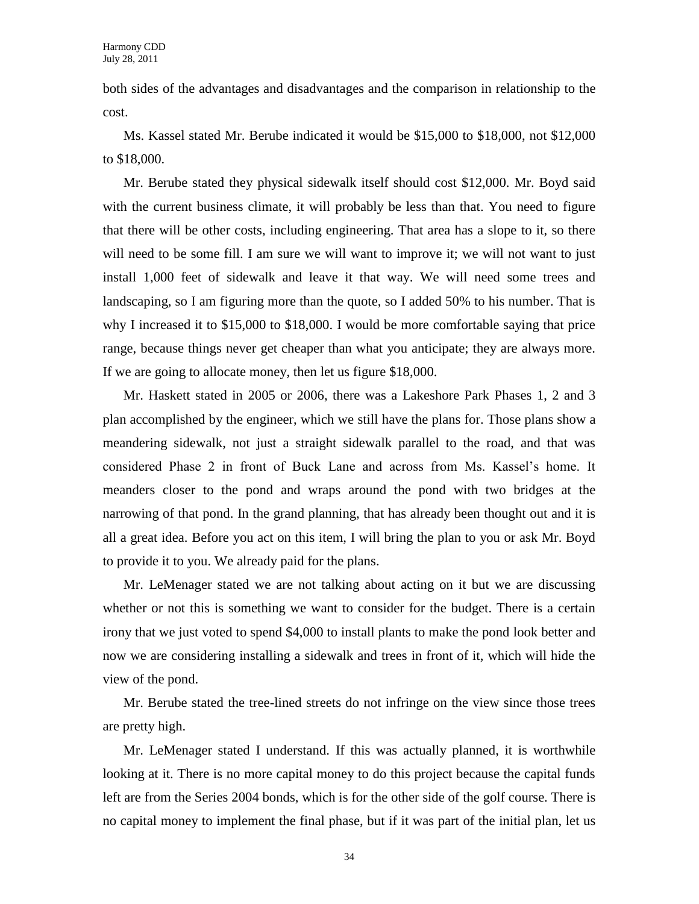both sides of the advantages and disadvantages and the comparison in relationship to the cost.

Ms. Kassel stated Mr. Berube indicated it would be $15,000 to $18,000, not $12,000 to $18,000.

Mr. Berube stated they physical sidewalk itself should cost $12,000. Mr. Boyd said with the current business climate, it will probably be less than that. You need to figure that there will be other costs, including engineering. That area has a slope to it, so there will need to be some fill. I am sure we will want to improve it; we will not want to just install 1,000 feet of sidewalk and leave it that way. We will need some trees and landscaping, so I am figuring more than the quote, so I added 50% to his number. That is why I increased it to $15,000 to $18,000. I would be more comfortable saying that price range, because things never get cheaper than what you anticipate; they are always more. If we are going to allocate money, then let us figure $18,000.

Mr. Haskett stated in 2005 or 2006, there was a Lakeshore Park Phases 1, 2 and 3 plan accomplished by the engineer, which we still have the plans for. Those plans show a meandering sidewalk, not just a straight sidewalk parallel to the road, and that was considered Phase 2 in front of Buck Lane and across from Ms. Kassel's home. It meanders closer to the pond and wraps around the pond with two bridges at the narrowing of that pond. In the grand planning, that has already been thought out and it is all a great idea. Before you act on this item, I will bring the plan to you or ask Mr. Boyd to provide it to you. We already paid for the plans.

Mr. LeMenager stated we are not talking about acting on it but we are discussing whether or not this is something we want to consider for the budget. There is a certain irony that we just voted to spend $4,000 to install plants to make the pond look better and now we are considering installing a sidewalk and trees in front of it, which will hide the view of the pond.

Mr. Berube stated the tree-lined streets do not infringe on the view since those trees are pretty high.

Mr. LeMenager stated I understand. If this was actually planned, it is worthwhile looking at it. There is no more capital money to do this project because the capital funds left are from the Series 2004 bonds, which is for the other side of the golf course. There is no capital money to implement the final phase, but if it was part of the initial plan, let us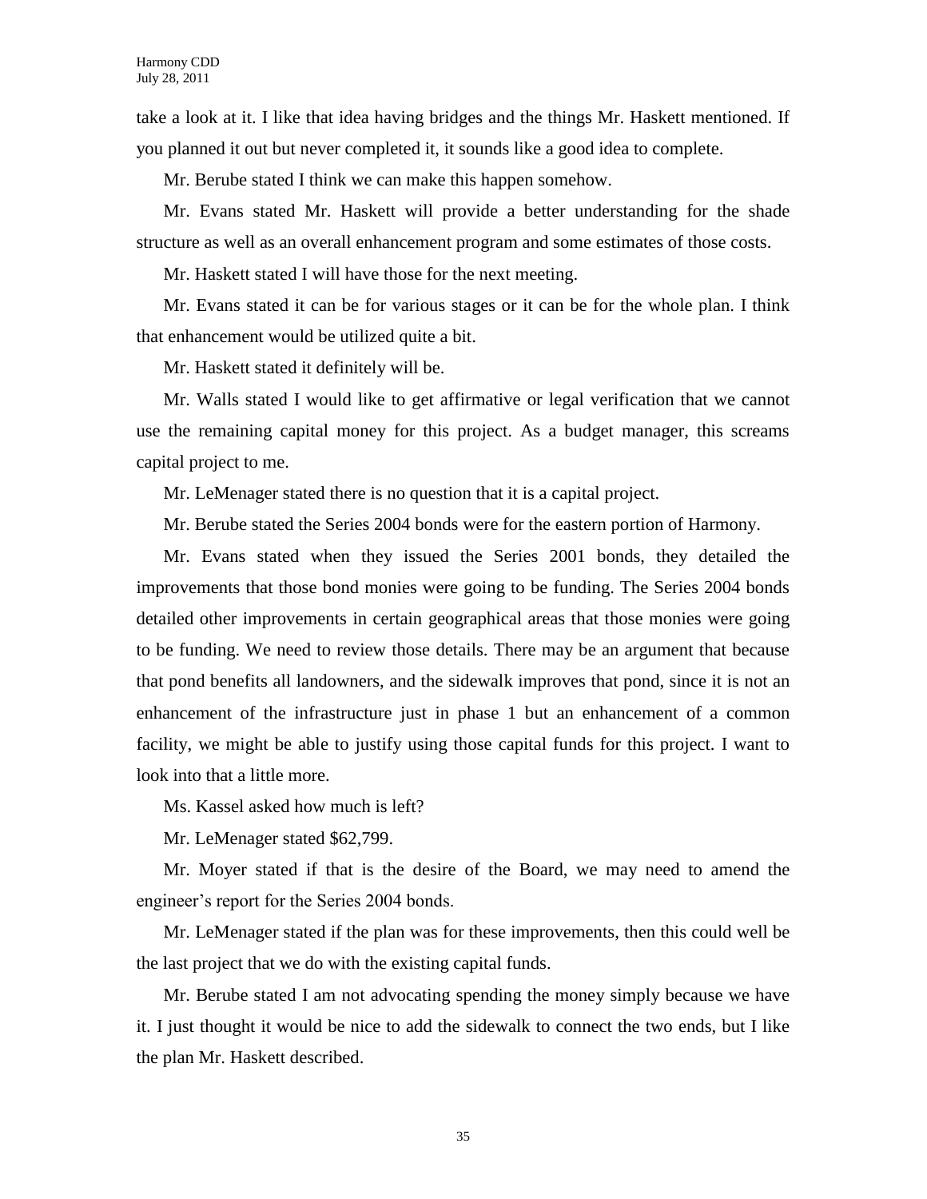take a look at it. I like that idea having bridges and the things Mr. Haskett mentioned. If you planned it out but never completed it, it sounds like a good idea to complete.

Mr. Berube stated I think we can make this happen somehow.

Mr. Evans stated Mr. Haskett will provide a better understanding for the shade structure as well as an overall enhancement program and some estimates of those costs.

Mr. Haskett stated I will have those for the next meeting.

Mr. Evans stated it can be for various stages or it can be for the whole plan. I think that enhancement would be utilized quite a bit.

Mr. Haskett stated it definitely will be.

Mr. Walls stated I would like to get affirmative or legal verification that we cannot use the remaining capital money for this project. As a budget manager, this screams capital project to me.

Mr. LeMenager stated there is no question that it is a capital project.

Mr. Berube stated the Series 2004 bonds were for the eastern portion of Harmony.

Mr. Evans stated when they issued the Series 2001 bonds, they detailed the improvements that those bond monies were going to be funding. The Series 2004 bonds detailed other improvements in certain geographical areas that those monies were going to be funding. We need to review those details. There may be an argument that because that pond benefits all landowners, and the sidewalk improves that pond, since it is not an enhancement of the infrastructure just in phase 1 but an enhancement of a common facility, we might be able to justify using those capital funds for this project. I want to look into that a little more.

Ms. Kassel asked how much is left?

Mr. LeMenager stated $62,799.

Mr. Moyer stated if that is the desire of the Board, we may need to amend the engineer's report for the Series 2004 bonds.

Mr. LeMenager stated if the plan was for these improvements, then this could well be the last project that we do with the existing capital funds.

Mr. Berube stated I am not advocating spending the money simply because we have it. I just thought it would be nice to add the sidewalk to connect the two ends, but I like the plan Mr. Haskett described.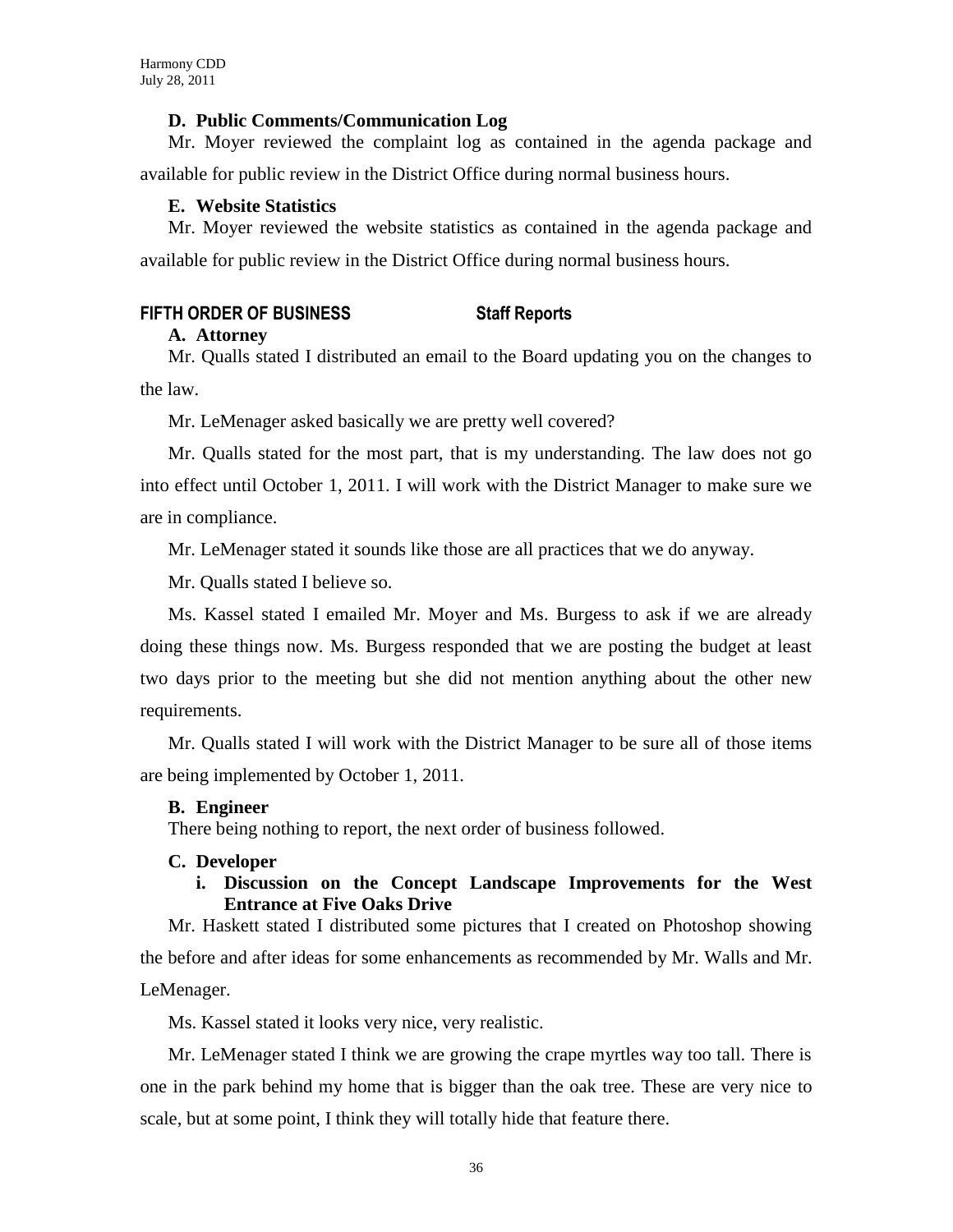### D. Public Comments/Communication Log

Mr. Moyer reviewed the complaint log as contained in the agenda package and available for public review in the District Office during normal business hours.

### E. Website Statistics

Mr. Moyer reviewed the website statistics as contained in the agenda package and available for public review in the District Office during normal business hours.

## FIFTH ORDER OF BUSINESS Staff Reports

### A. Attorney

Mr. Qualls stated I distributed an email to the Board updating you on the changes to the law.

Mr. LeMenager asked basically we are pretty well covered?

Mr. Qualls stated for the most part, that is my understanding. The law does not go into effect until October 1, 2011. I will work with the District Manager to make sure we are in compliance.

Mr. LeMenager stated it sounds like those are all practices that we do anyway.

Mr. Qualls stated I believe so.

Ms. Kassel stated I emailed Mr. Moyer and Ms. Burgess to ask if we are already doing these things now. Ms. Burgess responded that we are posting the budget at least two days prior to the meeting but she did not mention anything about the other new requirements.

Mr. Qualls stated I will work with the District Manager to be sure all of those items are being implemented by October 1, 2011.

### B. Engineer

There being nothing to report, the next order of business followed.

### C. Developer

#### i. Discussion on the Concept Landscape Improvements for the West Entrance at Five Oaks Drive

Mr. Haskett stated I distributed some pictures that I created on Photoshop showing the before and after ideas for some enhancements as recommended by Mr. Walls and Mr. LeMenager.

Ms. Kassel stated it looks very nice, very realistic.

Mr. LeMenager stated I think we are growing the crape myrtles way too tall. There is one in the park behind my home that is bigger than the oak tree. These are very nice to scale, but at some point, I think they will totally hide that feature there.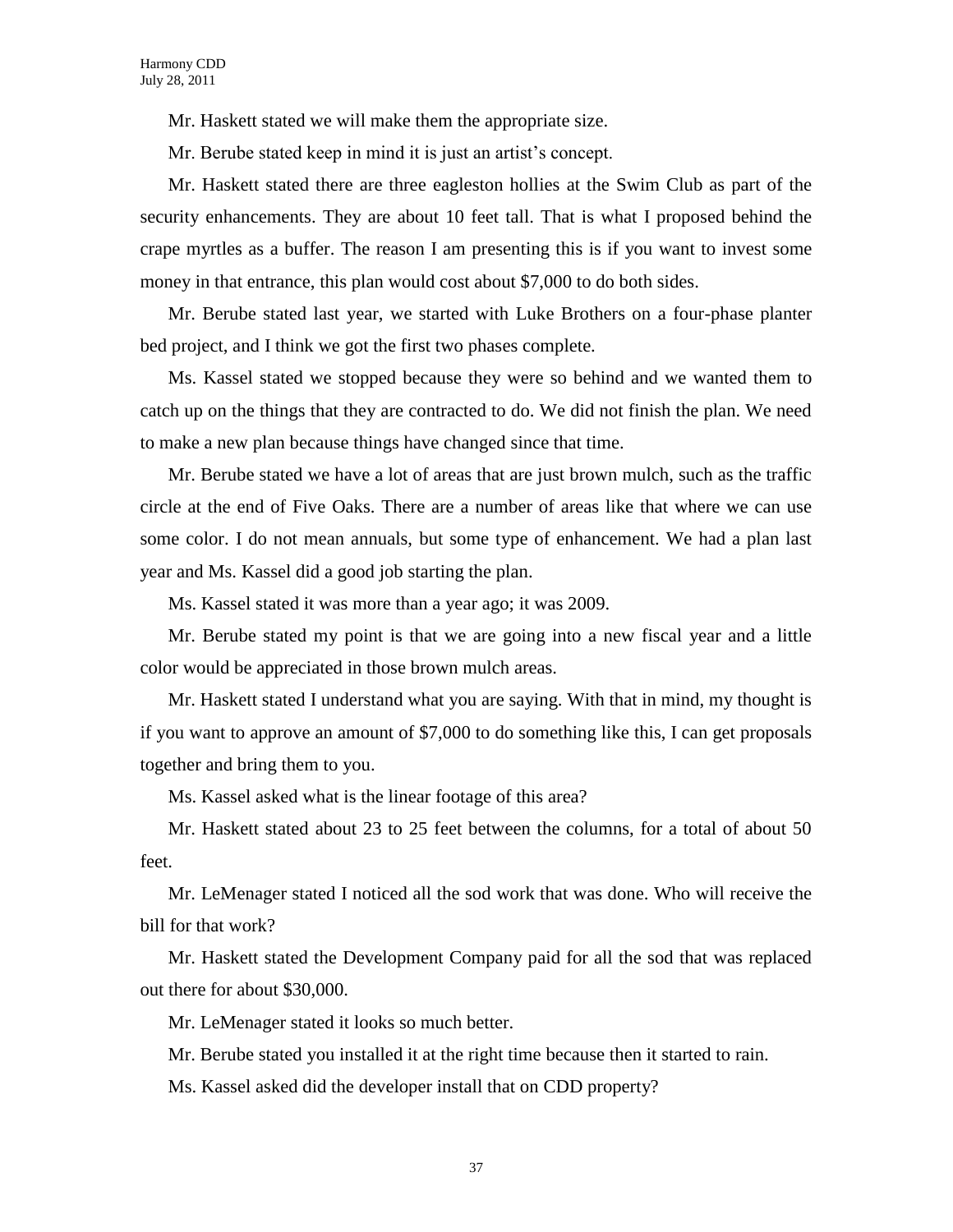Mr. Haskett stated we will make them the appropriate size.

Mr. Berube stated keep in mind it is just an artist's concept.

Mr. Haskett stated there are three eagleston hollies at the Swim Club as part of the security enhancements. They are about 10 feet tall. That is what I proposed behind the crape myrtles as a buffer. The reason I am presenting this is if you want to invest some money in that entrance, this plan would cost about $7,000 to do both sides.

Mr. Berube stated last year, we started with Luke Brothers on a four-phase planter bed project, and I think we got the first two phases complete.

Ms. Kassel stated we stopped because they were so behind and we wanted them to catch up on the things that they are contracted to do. We did not finish the plan. We need to make a new plan because things have changed since that time.

Mr. Berube stated we have a lot of areas that are just brown mulch, such as the traffic circle at the end of Five Oaks. There are a number of areas like that where we can use some color. I do not mean annuals, but some type of enhancement. We had a plan last year and Ms. Kassel did a good job starting the plan.

Ms. Kassel stated it was more than a year ago; it was 2009.

Mr. Berube stated my point is that we are going into a new fiscal year and a little color would be appreciated in those brown mulch areas.

Mr. Haskett stated I understand what you are saying. With that in mind, my thought is if you want to approve an amount of $7,000 to do something like this, I can get proposals together and bring them to you.

Ms. Kassel asked what is the linear footage of this area?

Mr. Haskett stated about 23 to 25 feet between the columns, for a total of about 50 feet.

Mr. LeMenager stated I noticed all the sod work that was done. Who will receive the bill for that work?

Mr. Haskett stated the Development Company paid for all the sod that was replaced out there for about $30,000.

Mr. LeMenager stated it looks so much better.

Mr. Berube stated you installed it at the right time because then it started to rain.

Ms. Kassel asked did the developer install that on CDD property?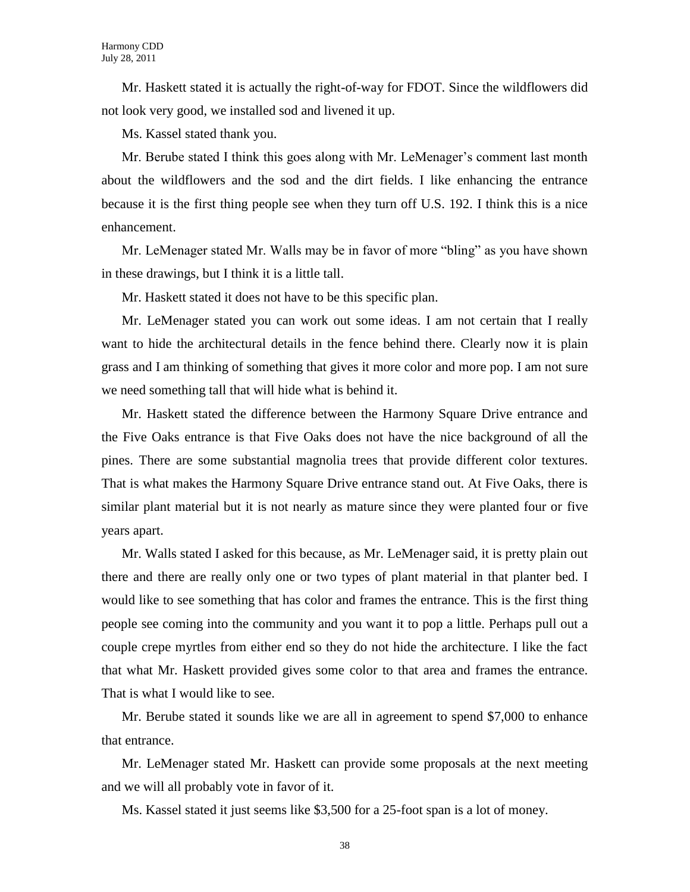Mr. Haskett stated it is actually the right-of-way for FDOT. Since the wildflowers did not look very good, we installed sod and livened it up.

Ms. Kassel stated thank you.

Mr. Berube stated I think this goes along with Mr. LeMenager's comment last month about the wildflowers and the sod and the dirt fields. I like enhancing the entrance because it is the first thing people see when they turn off U.S. 192. I think this is a nice enhancement.

Mr. LeMenager stated Mr. Walls may be in favor of more "bling" as you have shown in these drawings, but I think it is a little tall.

Mr. Haskett stated it does not have to be this specific plan.

Mr. LeMenager stated you can work out some ideas. I am not certain that I really want to hide the architectural details in the fence behind there. Clearly now it is plain grass and I am thinking of something that gives it more color and more pop. I am not sure we need something tall that will hide what is behind it.

Mr. Haskett stated the difference between the Harmony Square Drive entrance and the Five Oaks entrance is that Five Oaks does not have the nice background of all the pines. There are some substantial magnolia trees that provide different color textures. That is what makes the Harmony Square Drive entrance stand out. At Five Oaks, there is similar plant material but it is not nearly as mature since they were planted four or five years apart.

Mr. Walls stated I asked for this because, as Mr. LeMenager said, it is pretty plain out there and there are really only one or two types of plant material in that planter bed. I would like to see something that has color and frames the entrance. This is the first thing people see coming into the community and you want it to pop a little. Perhaps pull out a couple crepe myrtles from either end so they do not hide the architecture. I like the fact that what Mr. Haskett provided gives some color to that area and frames the entrance. That is what I would like to see.

Mr. Berube stated it sounds like we are all in agreement to spend $7,000 to enhance that entrance.

Mr. LeMenager stated Mr. Haskett can provide some proposals at the next meeting and we will all probably vote in favor of it.

Ms. Kassel stated it just seems like $3,500 for a 25-foot span is a lot of money.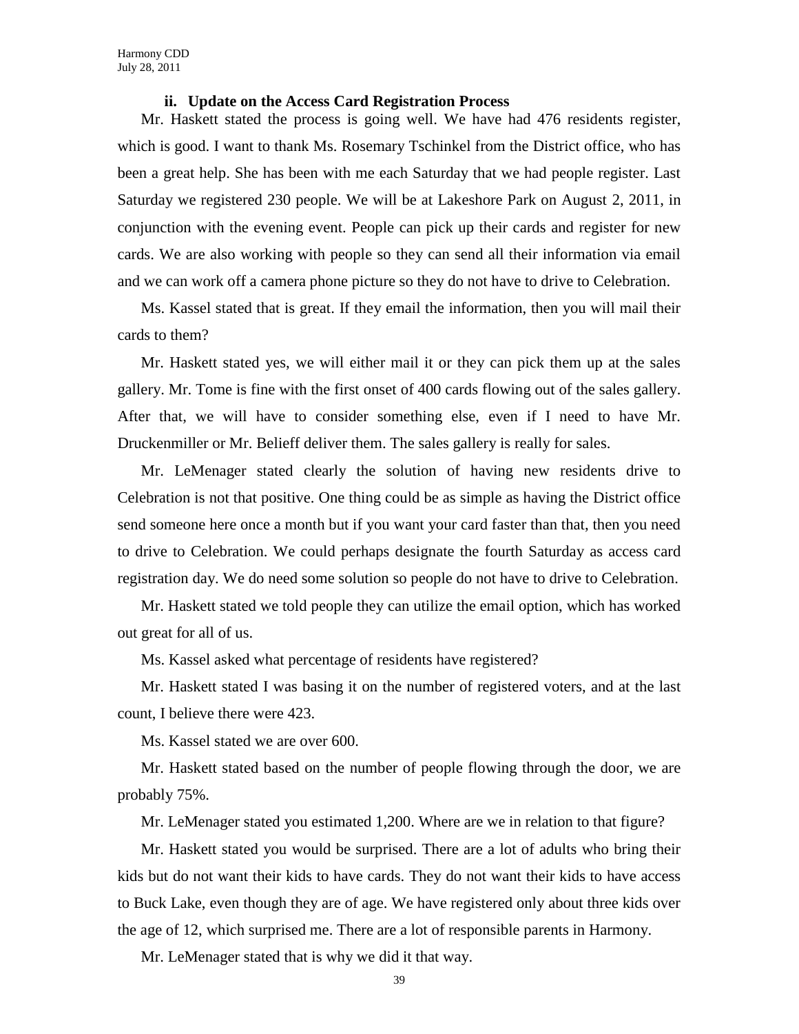### ii. Update on the Access Card Registration Process

Mr. Haskett stated the process is going well. We have had 476 residents register, which is good. I want to thank Ms. Rosemary Tschinkel from the District office, who has been a great help. She has been with me each Saturday that we had people register. Last Saturday we registered 230 people. We will be at Lakeshore Park on August 2, 2011, in conjunction with the evening event. People can pick up their cards and register for new cards. We are also working with people so they can send all their information via email and we can work off a camera phone picture so they do not have to drive to Celebration.

Ms. Kassel stated that is great. If they email the information, then you will mail their cards to them?

Mr. Haskett stated yes, we will either mail it or they can pick them up at the sales gallery. Mr. Tome is fine with the first onset of 400 cards flowing out of the sales gallery. After that, we will have to consider something else, even if I need to have Mr. Druckenmiller or Mr. Belieff deliver them. The sales gallery is really for sales.

Mr. LeMenager stated clearly the solution of having new residents drive to Celebration is not that positive. One thing could be as simple as having the District office send someone here once a month but if you want your card faster than that, then you need to drive to Celebration. We could perhaps designate the fourth Saturday as access card registration day. We do need some solution so people do not have to drive to Celebration.

Mr. Haskett stated we told people they can utilize the email option, which has worked out great for all of us.

Ms. Kassel asked what percentage of residents have registered?

Mr. Haskett stated I was basing it on the number of registered voters, and at the last count, I believe there were 423.

Ms. Kassel stated we are over 600.

Mr. Haskett stated based on the number of people flowing through the door, we are probably 75%.

Mr. LeMenager stated you estimated 1,200. Where are we in relation to that figure?

Mr. Haskett stated you would be surprised. There are a lot of adults who bring their kids but do not want their kids to have cards. They do not want their kids to have access to Buck Lake, even though they are of age. We have registered only about three kids over the age of 12, which surprised me. There are a lot of responsible parents in Harmony.

Mr. LeMenager stated that is why we did it that way.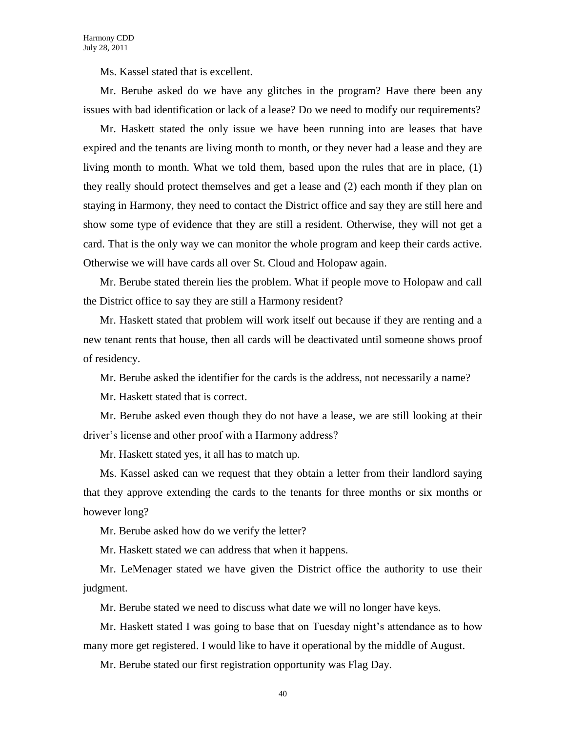Ms. Kassel stated that is excellent.

Mr. Berube asked do we have any glitches in the program? Have there been any issues with bad identification or lack of a lease? Do we need to modify our requirements?

Mr. Haskett stated the only issue we have been running into are leases that have expired and the tenants are living month to month, or they never had a lease and they are living month to month. What we told them, based upon the rules that are in place, (1) they really should protect themselves and get a lease and (2) each month if they plan on staying in Harmony, they need to contact the District office and say they are still here and show some type of evidence that they are still a resident. Otherwise, they will not get a card. That is the only way we can monitor the whole program and keep their cards active. Otherwise we will have cards all over St. Cloud and Holopaw again.

Mr. Berube stated therein lies the problem. What if people move to Holopaw and call the District office to say they are still a Harmony resident?

Mr. Haskett stated that problem will work itself out because if they are renting and a new tenant rents that house, then all cards will be deactivated until someone shows proof of residency.

Mr. Berube asked the identifier for the cards is the address, not necessarily a name?

Mr. Haskett stated that is correct.

Mr. Berube asked even though they do not have a lease, we are still looking at their driver's license and other proof with a Harmony address?

Mr. Haskett stated yes, it all has to match up.

Ms. Kassel asked can we request that they obtain a letter from their landlord saying that they approve extending the cards to the tenants for three months or six months or however long?

Mr. Berube asked how do we verify the letter?

Mr. Haskett stated we can address that when it happens.

Mr. LeMenager stated we have given the District office the authority to use their judgment.

Mr. Berube stated we need to discuss what date we will no longer have keys.

Mr. Haskett stated I was going to base that on Tuesday night's attendance as to how many more get registered. I would like to have it operational by the middle of August.

Mr. Berube stated our first registration opportunity was Flag Day.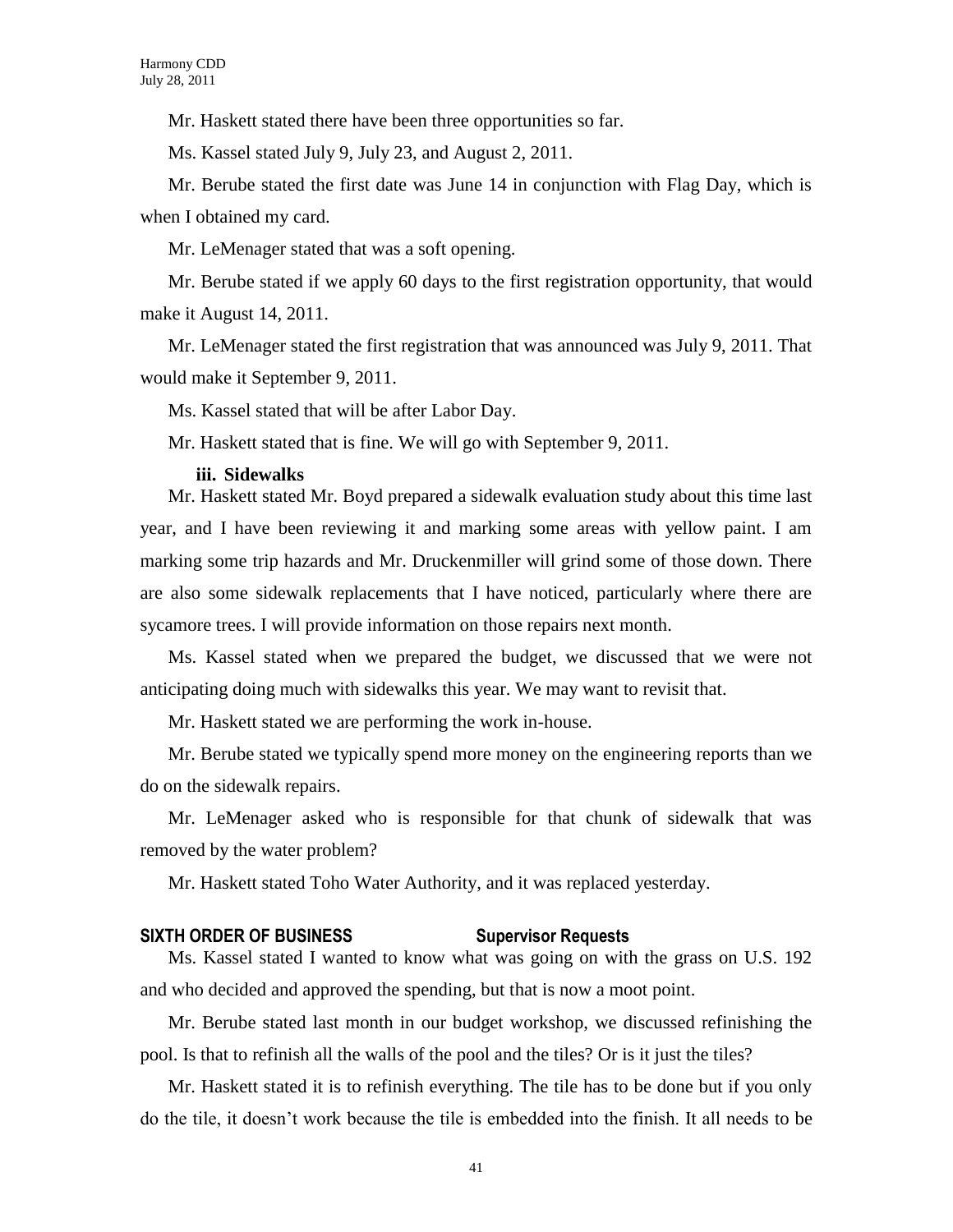Mr. Haskett stated there have been three opportunities so far.

Ms. Kassel stated July 9, July 23, and August 2, 2011.

Mr. Berube stated the first date was June 14 in conjunction with Flag Day, which is when I obtained my card.

Mr. LeMenager stated that was a soft opening.

Mr. Berube stated if we apply 60 days to the first registration opportunity, that would make it August 14, 2011.

Mr. LeMenager stated the first registration that was announced was July 9, 2011. That would make it September 9, 2011.

Ms. Kassel stated that will be after Labor Day.

Mr. Haskett stated that is fine. We will go with September 9, 2011.

**iii. Sidewalks**

Mr. Haskett stated Mr. Boyd prepared a sidewalk evaluation study about this time last year, and I have been reviewing it and marking some areas with yellow paint. I am marking some trip hazards and Mr. Druckenmiller will grind some of those down. There are also some sidewalk replacements that I have noticed, particularly where there are sycamore trees. I will provide information on those repairs next month.

Ms. Kassel stated when we prepared the budget, we discussed that we were not anticipating doing much with sidewalks this year. We may want to revisit that.

Mr. Haskett stated we are performing the work in-house.

Mr. Berube stated we typically spend more money on the engineering reports than we do on the sidewalk repairs.

Mr. LeMenager asked who is responsible for that chunk of sidewalk that was removed by the water problem?

Mr. Haskett stated Toho Water Authority, and it was replaced yesterday.

## SIXTH ORDER OF BUSINESS Supervisor Requests

Ms. Kassel stated I wanted to know what was going on with the grass on U.S. 192 and who decided and approved the spending, but that is now a moot point.

Mr. Berube stated last month in our budget workshop, we discussed refinishing the pool. Is that to refinish all the walls of the pool and the tiles? Or is it just the tiles?

Mr. Haskett stated it is to refinish everything. The tile has to be done but if you only do the tile, it doesn't work because the tile is embedded into the finish. It all needs to be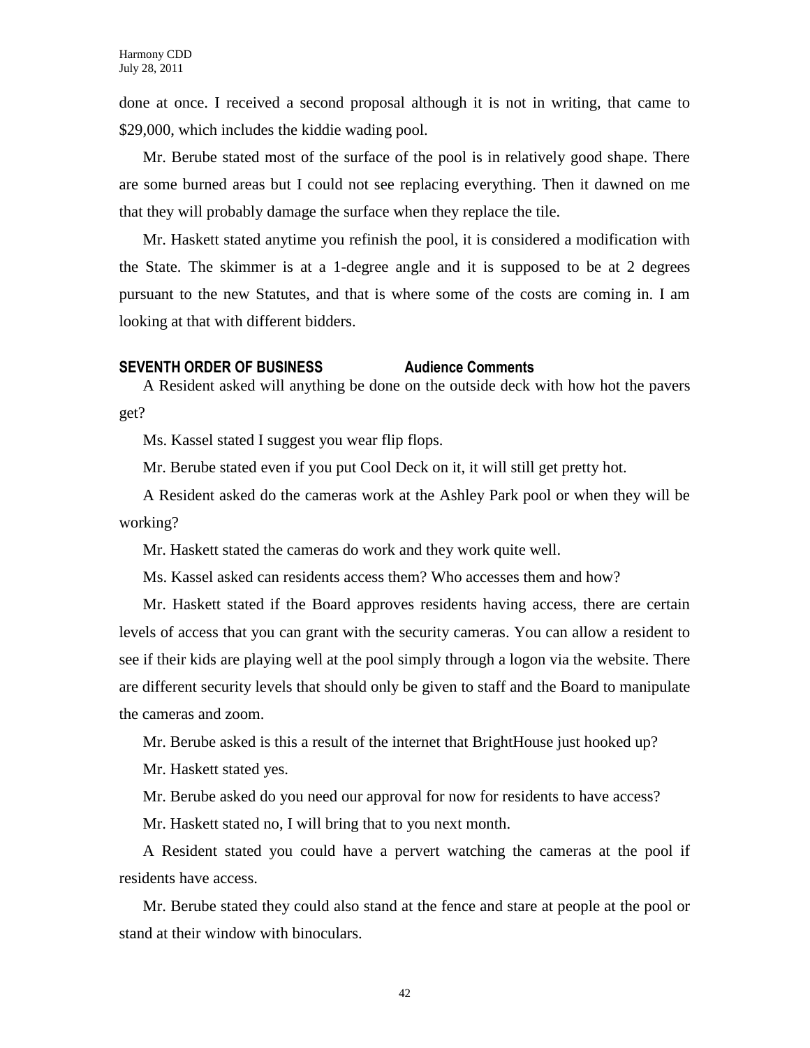done at once. I received a second proposal although it is not in writing, that came to $29,000, which includes the kiddie wading pool.

Mr. Berube stated most of the surface of the pool is in relatively good shape. There are some burned areas but I could not see replacing everything. Then it dawned on me that they will probably damage the surface when they replace the tile.

Mr. Haskett stated anytime you refinish the pool, it is considered a modification with the State. The skimmer is at a 1-degree angle and it is supposed to be at 2 degrees pursuant to the new Statutes, and that is where some of the costs are coming in. I am looking at that with different bidders.

**SEVENTH ORDER OF BUSINESS** **Audience Comments**

A Resident asked will anything be done on the outside deck with how hot the pavers get?

Ms. Kassel stated I suggest you wear flip flops.

Mr. Berube stated even if you put Cool Deck on it, it will still get pretty hot.

A Resident asked do the cameras work at the Ashley Park pool or when they will be working?

Mr. Haskett stated the cameras do work and they work quite well.

Ms. Kassel asked can residents access them? Who accesses them and how?

Mr. Haskett stated if the Board approves residents having access, there are certain levels of access that you can grant with the security cameras. You can allow a resident to see if their kids are playing well at the pool simply through a logon via the website. There are different security levels that should only be given to staff and the Board to manipulate the cameras and zoom.

Mr. Berube asked is this a result of the internet that BrightHouse just hooked up?

Mr. Haskett stated yes.

Mr. Berube asked do you need our approval for now for residents to have access?

Mr. Haskett stated no, I will bring that to you next month.

A Resident stated you could have a pervert watching the cameras at the pool if residents have access.

Mr. Berube stated they could also stand at the fence and stare at people at the pool or stand at their window with binoculars.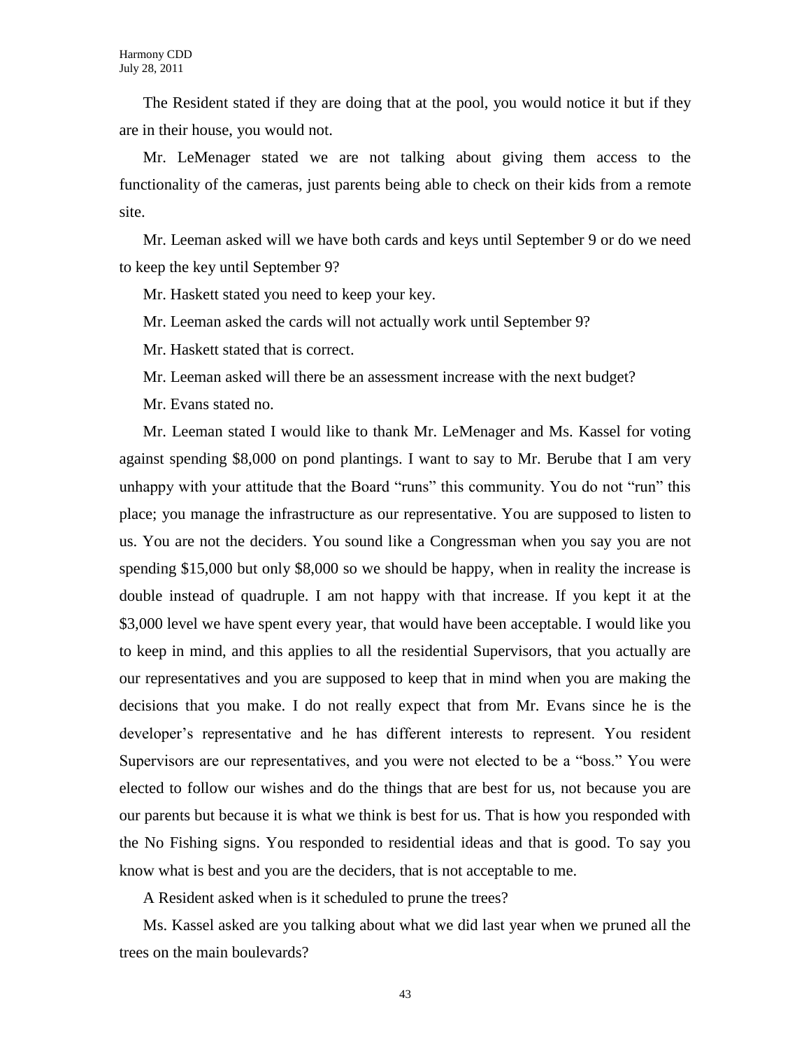The Resident stated if they are doing that at the pool, you would notice it but if they are in their house, you would not.

Mr. LeMenager stated we are not talking about giving them access to the functionality of the cameras, just parents being able to check on their kids from a remote site.

Mr. Leeman asked will we have both cards and keys until September 9 or do we need to keep the key until September 9?

Mr. Haskett stated you need to keep your key.

Mr. Leeman asked the cards will not actually work until September 9?

Mr. Haskett stated that is correct.

Mr. Leeman asked will there be an assessment increase with the next budget?

Mr. Evans stated no.

Mr. Leeman stated I would like to thank Mr. LeMenager and Ms. Kassel for voting against spending $8,000 on pond plantings. I want to say to Mr. Berube that I am very unhappy with your attitude that the Board "runs" this community. You do not "run" this place; you manage the infrastructure as our representative. You are supposed to listen to us. You are not the deciders. You sound like a Congressman when you say you are not spending $15,000 but only $8,000 so we should be happy, when in reality the increase is double instead of quadruple. I am not happy with that increase. If you kept it at the $3,000 level we have spent every year, that would have been acceptable. I would like you to keep in mind, and this applies to all the residential Supervisors, that you actually are our representatives and you are supposed to keep that in mind when you are making the decisions that you make. I do not really expect that from Mr. Evans since he is the developer's representative and he has different interests to represent. You resident Supervisors are our representatives, and you were not elected to be a "boss." You were elected to follow our wishes and do the things that are best for us, not because you are our parents but because it is what we think is best for us. That is how you responded with the No Fishing signs. You responded to residential ideas and that is good. To say you know what is best and you are the deciders, that is not acceptable to me.

A Resident asked when is it scheduled to prune the trees?

Ms. Kassel asked are you talking about what we did last year when we pruned all the trees on the main boulevards?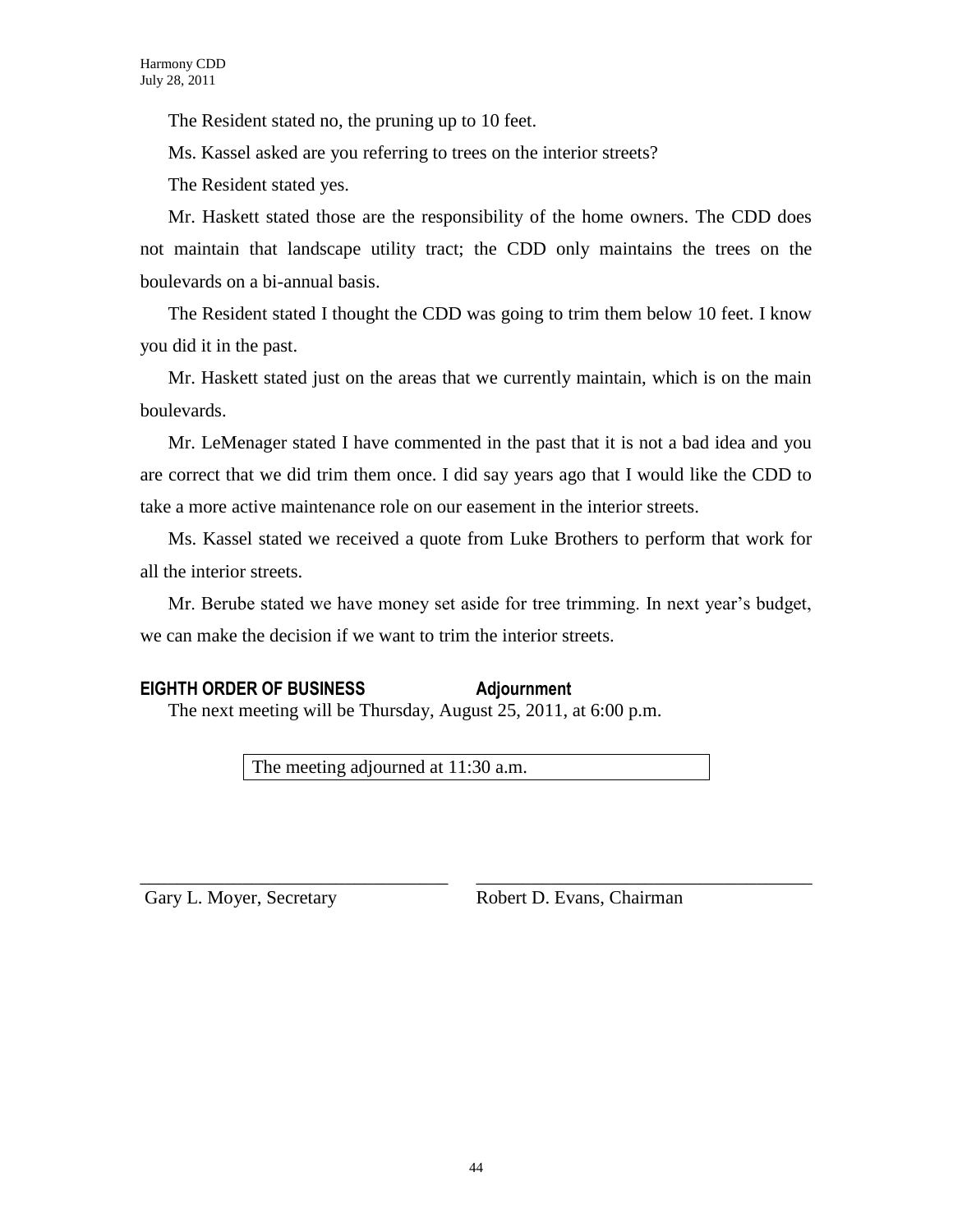The Resident stated no, the pruning up to 10 feet.

Ms. Kassel asked are you referring to trees on the interior streets?

The Resident stated yes.

Mr. Haskett stated those are the responsibility of the home owners. The CDD does not maintain that landscape utility tract; the CDD only maintains the trees on the boulevards on a bi-annual basis.

The Resident stated I thought the CDD was going to trim them below 10 feet. I know you did it in the past.

Mr. Haskett stated just on the areas that we currently maintain, which is on the main boulevards.

Mr. LeMenager stated I have commented in the past that it is not a bad idea and you are correct that we did trim them once. I did say years ago that I would like the CDD to take a more active maintenance role on our easement in the interior streets.

Ms. Kassel stated we received a quote from Luke Brothers to perform that work for all the interior streets.

Mr. Berube stated we have money set aside for tree trimming. In next year's budget, we can make the decision if we want to trim the interior streets.

**EIGHTH ORDER OF BUSINESS** **Adjournment**

The next meeting will be Thursday, August 25, 2011, at 6:00 p.m.

The meeting adjourned at 11:30 a.m.

\_\_\_\_\_\_\_\_\_\_\_\_\_\_\_\_\_\_\_\_\_\_\_\_\_\_\_\_\_\_\_\_\_\_ \_\_\_\_\_\_\_\_\_\_\_\_\_\_\_\_\_\_\_\_\_\_\_\_\_\_\_\_\_\_\_\_\_\_\_\_\_\_

Gary L. Moyer, Secretary Robert D. Evans, Chairman